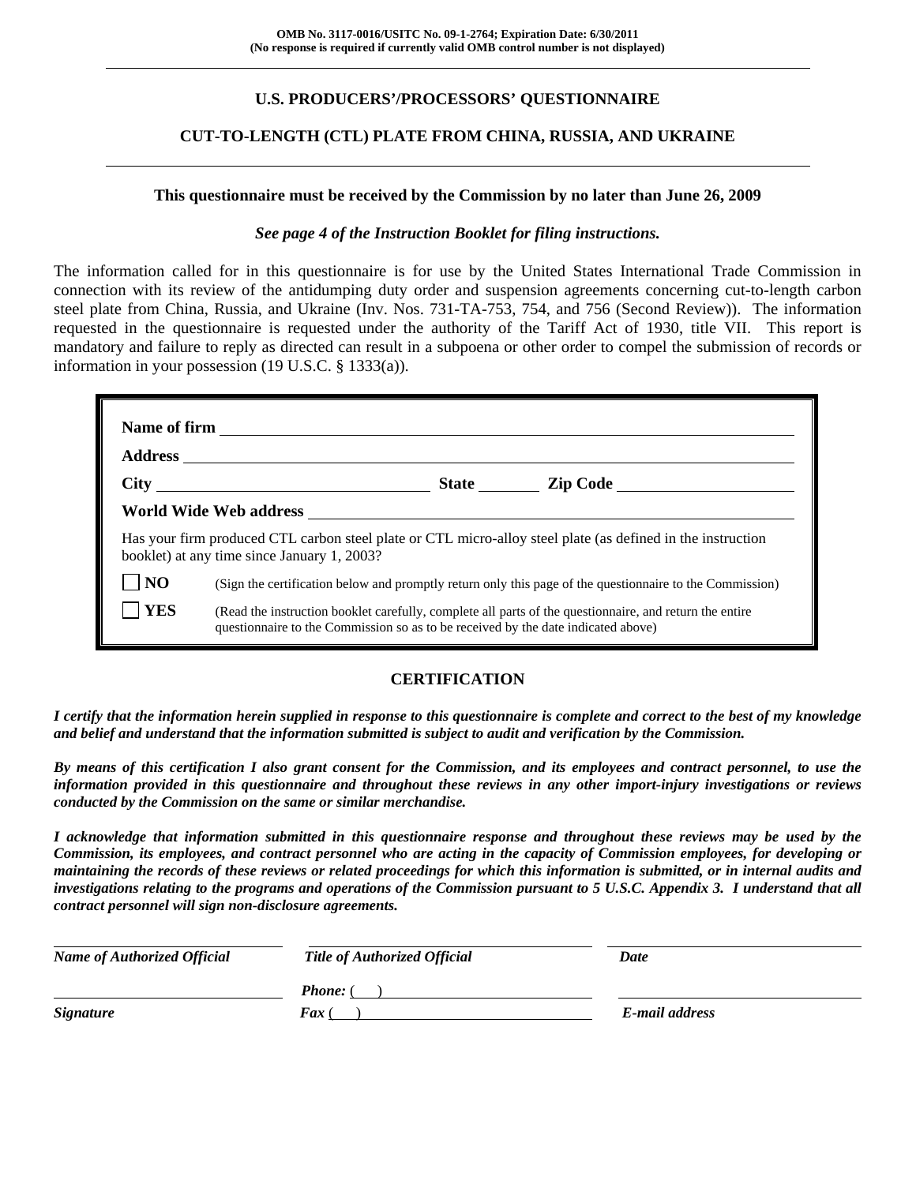**OMB No. 3117-0016/USITC No. 09-1-2764; Expiration Date: 6/30/2011**
**(No response is required if currently valid OMB control number is not displayed)**

---

## U.S. PRODUCERS'/PROCESSORS' QUESTIONNAIRE

## CUT-TO-LENGTH (CTL) PLATE FROM CHINA, RUSSIA, AND UKRAINE

---

**This questionnaire must be received by the Commission by no later than June 26, 2009**

***See page 4 of the Instruction Booklet for filing instructions.***

The information called for in this questionnaire is for use by the United States International Trade Commission in connection with its review of the antidumping duty order and suspension agreements concerning cut-to-length carbon steel plate from China, Russia, and Ukraine (Inv. Nos. 731-TA-753, 754, and 756 (Second Review)). The information requested in the questionnaire is requested under the authority of the Tariff Act of 1930, title VII. This report is mandatory and failure to reply as directed can result in a subpoena or other order to compel the submission of records or information in your possession (19 U.S.C. § 1333(a)).

**Name of firm** ______________________________

**Address** ______________________________

**City** ______________ **State** ________ **Zip Code** ______________

**World Wide Web address** ______________________________

Has your firm produced CTL carbon steel plate or CTL micro-alloy steel plate (as defined in the instruction booklet) at any time since January 1, 2003?

☐ **NO** (Sign the certification below and promptly return only this page of the questionnaire to the Commission)

☐ **YES** (Read the instruction booklet carefully, complete all parts of the questionnaire, and return the entire questionnaire to the Commission so as to be received by the date indicated above)

### CERTIFICATION

***I certify that the information herein supplied in response to this questionnaire is complete and correct to the best of my knowledge and belief and understand that the information submitted is subject to audit and verification by the Commission.***

***By means of this certification I also grant consent for the Commission, and its employees and contract personnel, to use the information provided in this questionnaire and throughout these reviews in any other import-injury investigations or reviews conducted by the Commission on the same or similar merchandise.***

***I acknowledge that information submitted in this questionnaire response and throughout these reviews may be used by the Commission, its employees, and contract personnel who are acting in the capacity of Commission employees, for developing or maintaining the records of these reviews or related proceedings for which this information is submitted, or in internal audits and investigations relating to the programs and operations of the Commission pursuant to 5 U.S.C. Appendix 3. I understand that all contract personnel will sign non-disclosure agreements.***

| ______________________ | ______________________ | ______________________ |
|---|---|---|
| ***Name of Authorized Official*** | ***Title of Authorized Official*** | ***Date*** |
| ______________________ | ***Phone:*** ( ) ____________ | ______________________ |
| ***Signature*** | ***Fax*** ( ) ____________ | ***E-mail address*** |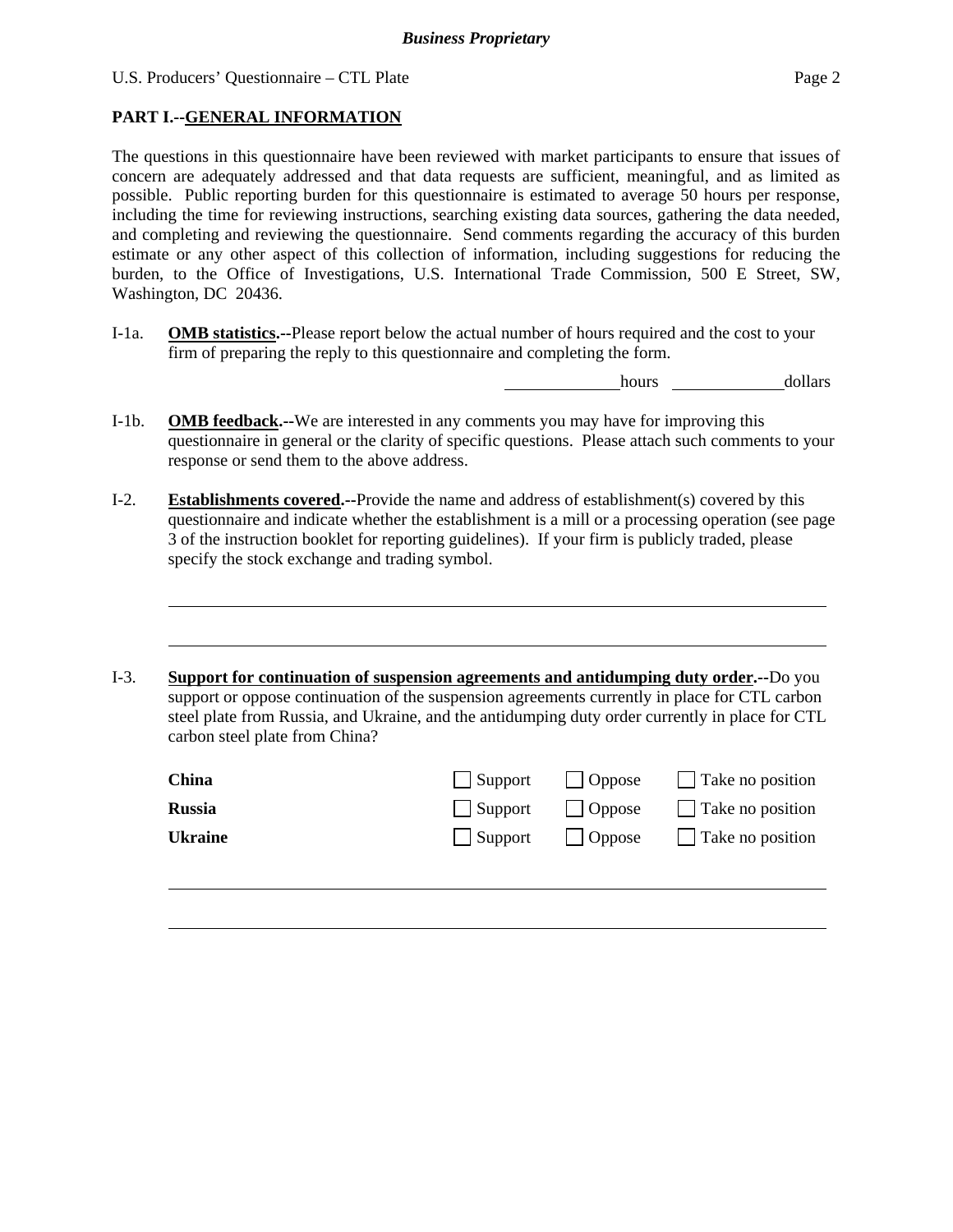## PART I.--GENERAL INFORMATION

The questions in this questionnaire have been reviewed with market participants to ensure that issues of concern are adequately addressed and that data requests are sufficient, meaningful, and as limited as possible. Public reporting burden for this questionnaire is estimated to average 50 hours per response, including the time for reviewing instructions, searching existing data sources, gathering the data needed, and completing and reviewing the questionnaire. Send comments regarding the accuracy of this burden estimate or any other aspect of this collection of information, including suggestions for reducing the burden, to the Office of Investigations, U.S. International Trade Commission, 500 E Street, SW, Washington, DC 20436.

I-1a. **OMB statistics.--**Please report below the actual number of hours required and the cost to your firm of preparing the reply to this questionnaire and completing the form.

______________ hours ______________ dollars

I-1b. **OMB feedback.--**We are interested in any comments you may have for improving this questionnaire in general or the clarity of specific questions. Please attach such comments to your response or send them to the above address.

I-2. **Establishments covered.--**Provide the name and address of establishment(s) covered by this questionnaire and indicate whether the establishment is a mill or a processing operation (see page 3 of the instruction booklet for reporting guidelines). If your firm is publicly traded, please specify the stock exchange and trading symbol.

________________________________________________________________________________

________________________________________________________________________________

I-3. **Support for continuation of suspension agreements and antidumping duty order.--**Do you support or oppose continuation of the suspension agreements currently in place for CTL carbon steel plate from Russia, and Ukraine, and the antidumping duty order currently in place for CTL carbon steel plate from China?

| | | | |
|---|---|---|---|
| **China** | ☐ Support | ☐ Oppose | ☐ Take no position |
| **Russia** | ☐ Support | ☐ Oppose | ☐ Take no position |
| **Ukraine** | ☐ Support | ☐ Oppose | ☐ Take no position |

________________________________________________________________________________

________________________________________________________________________________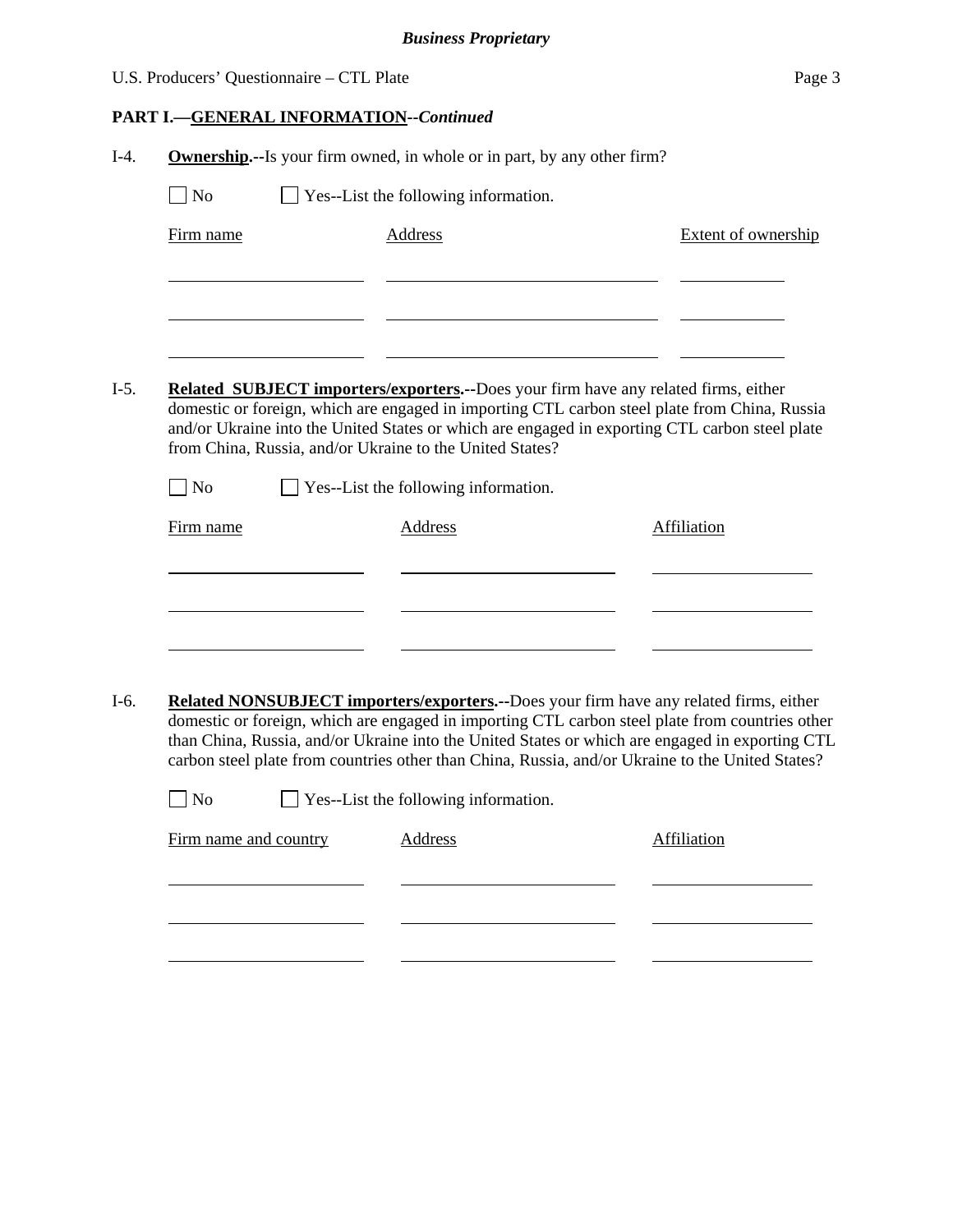**PART I.—GENERAL INFORMATION--*Continued***

I-4. **Ownership.--**Is your firm owned, in whole or in part, by any other firm?

☐ No ☐ Yes--List the following information.

| Firm name | Address | Extent of ownership |
|---|---|---|
| | | |
| | | |
| | | |

I-5. **Related SUBJECT importers/exporters.--**Does your firm have any related firms, either domestic or foreign, which are engaged in importing CTL carbon steel plate from China, Russia and/or Ukraine into the United States or which are engaged in exporting CTL carbon steel plate from China, Russia, and/or Ukraine to the United States?

☐ No ☐ Yes--List the following information.

| Firm name | Address | Affiliation |
|---|---|---|
| | | |
| | | |
| | | |

I-6. **Related NONSUBJECT importers/exporters.--**Does your firm have any related firms, either domestic or foreign, which are engaged in importing CTL carbon steel plate from countries other than China, Russia, and/or Ukraine into the United States or which are engaged in exporting CTL carbon steel plate from countries other than China, Russia, and/or Ukraine to the United States?

☐ No ☐ Yes--List the following information.

| Firm name and country | Address | Affiliation |
|---|---|---|
| | | |
| | | |
| | | |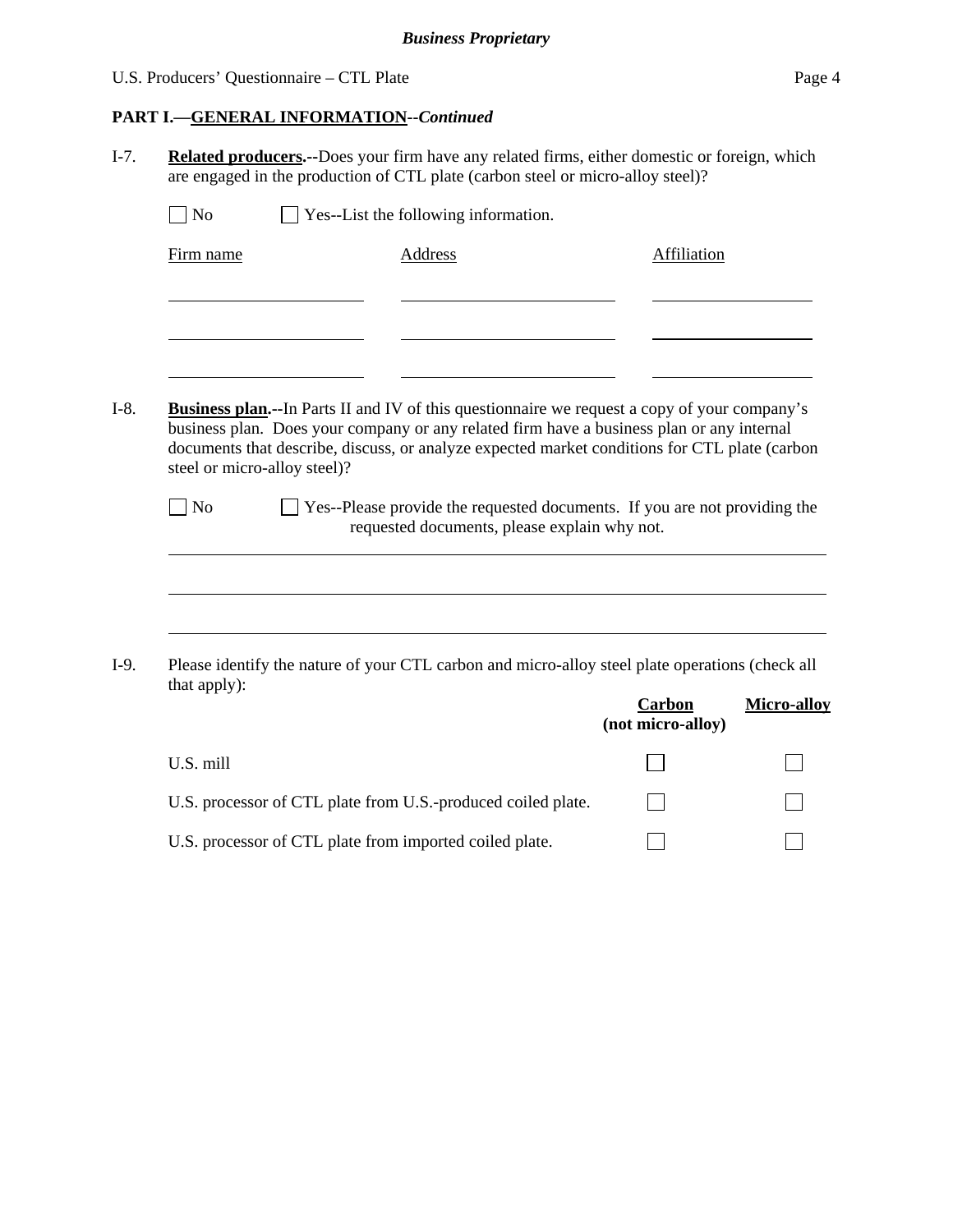**PART I.—GENERAL INFORMATION--*Continued***

I-7. **Related producers.--**Does your firm have any related firms, either domestic or foreign, which are engaged in the production of CTL plate (carbon steel or micro-alloy steel)?

☐ No ☐ Yes--List the following information.

| Firm name | Address | Affiliation |
| --- | --- | --- |
| | | |
| | | |
| | | |

I-8. **Business plan.--**In Parts II and IV of this questionnaire we request a copy of your company's business plan. Does your company or any related firm have a business plan or any internal documents that describe, discuss, or analyze expected market conditions for CTL plate (carbon steel or micro-alloy steel)?

☐ No ☐ Yes--Please provide the requested documents. If you are not providing the requested documents, please explain why not.

______________________________________________________________________

______________________________________________________________________

______________________________________________________________________

I-9. Please identify the nature of your CTL carbon and micro-alloy steel plate operations (check all that apply):

| | **Carbon (not micro-alloy)** | **Micro-alloy** |
| --- | --- | --- |
| U.S. mill | ☐ | ☐ |
| U.S. processor of CTL plate from U.S.-produced coiled plate. | ☐ | ☐ |
| U.S. processor of CTL plate from imported coiled plate. | ☐ | ☐ |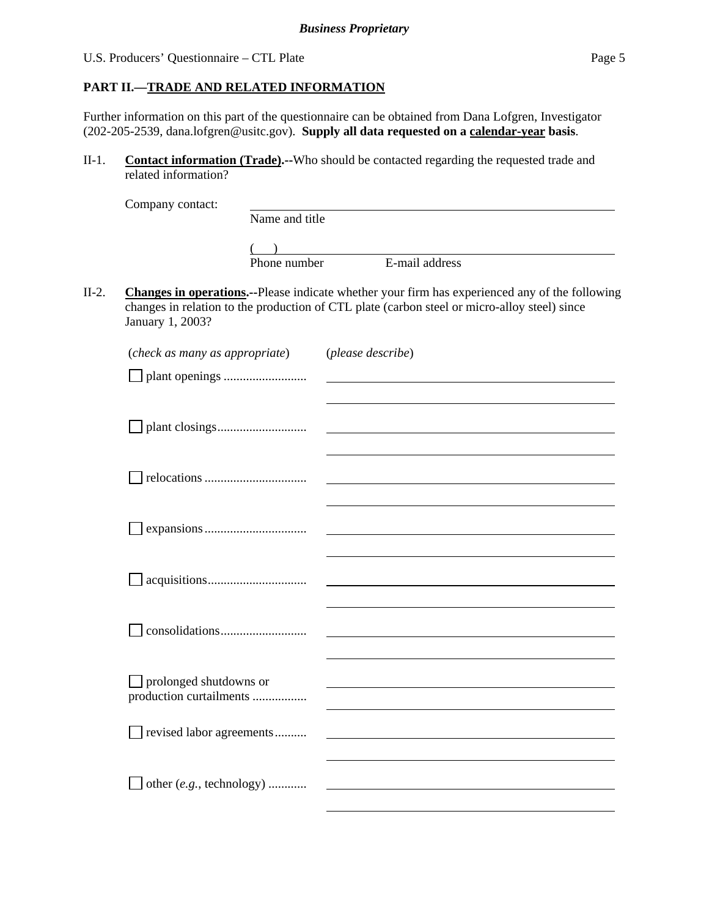**PART II.—TRADE AND RELATED INFORMATION**

Further information on this part of the questionnaire can be obtained from Dana Lofgren, Investigator (202-205-2539, dana.lofgren@usitc.gov). **Supply all data requested on a calendar-year basis**.

II-1. **Contact information (Trade).--**Who should be contacted regarding the requested trade and related information?

Company contact: ______________________________
Name and title

(     ) ______________________________
Phone number          E-mail address

II-2. **Changes in operations.--**Please indicate whether your firm has experienced any of the following changes in relation to the production of CTL plate (carbon steel or micro-alloy steel) since January 1, 2003?

| (*check as many as appropriate*) | (*please describe*) |
|---|---|
| ☐ plant openings | |
| ☐ plant closings | |
| ☐ relocations | |
| ☐ expansions | |
| ☐ acquisitions | |
| ☐ consolidations | |
| ☐ prolonged shutdowns or production curtailments | |
| ☐ revised labor agreements | |
| ☐ other (*e.g.*, technology) | |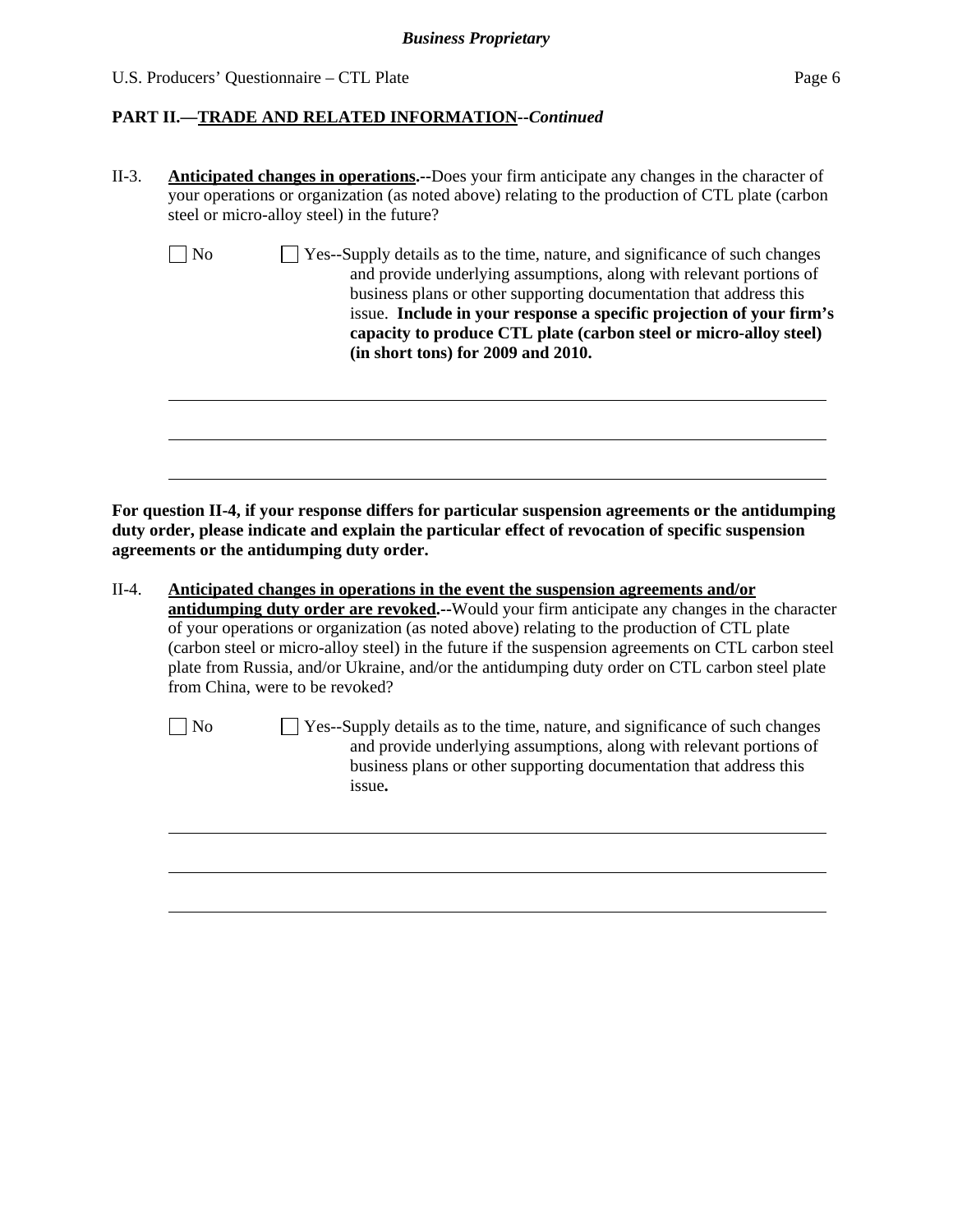**PART II.—TRADE AND RELATED INFORMATION**--*Continued*

II-3. **Anticipated changes in operations.--**Does your firm anticipate any changes in the character of your operations or organization (as noted above) relating to the production of CTL plate (carbon steel or micro-alloy steel) in the future?

☐ No ☐ Yes--Supply details as to the time, nature, and significance of such changes and provide underlying assumptions, along with relevant portions of business plans or other supporting documentation that address this issue. **Include in your response a specific projection of your firm's capacity to produce CTL plate (carbon steel or micro-alloy steel) (in short tons) for 2009 and 2010.**

______________________________________________________________________

______________________________________________________________________

______________________________________________________________________

**For question II-4, if your response differs for particular suspension agreements or the antidumping duty order, please indicate and explain the particular effect of revocation of specific suspension agreements or the antidumping duty order.**

II-4. **Anticipated changes in operations in the event the suspension agreements and/or antidumping duty order are revoked.--**Would your firm anticipate any changes in the character of your operations or organization (as noted above) relating to the production of CTL plate (carbon steel or micro-alloy steel) in the future if the suspension agreements on CTL carbon steel plate from Russia, and/or Ukraine, and/or the antidumping duty order on CTL carbon steel plate from China, were to be revoked?

☐ No ☐ Yes--Supply details as to the time, nature, and significance of such changes and provide underlying assumptions, along with relevant portions of business plans or other supporting documentation that address this issue**.**

______________________________________________________________________

______________________________________________________________________

______________________________________________________________________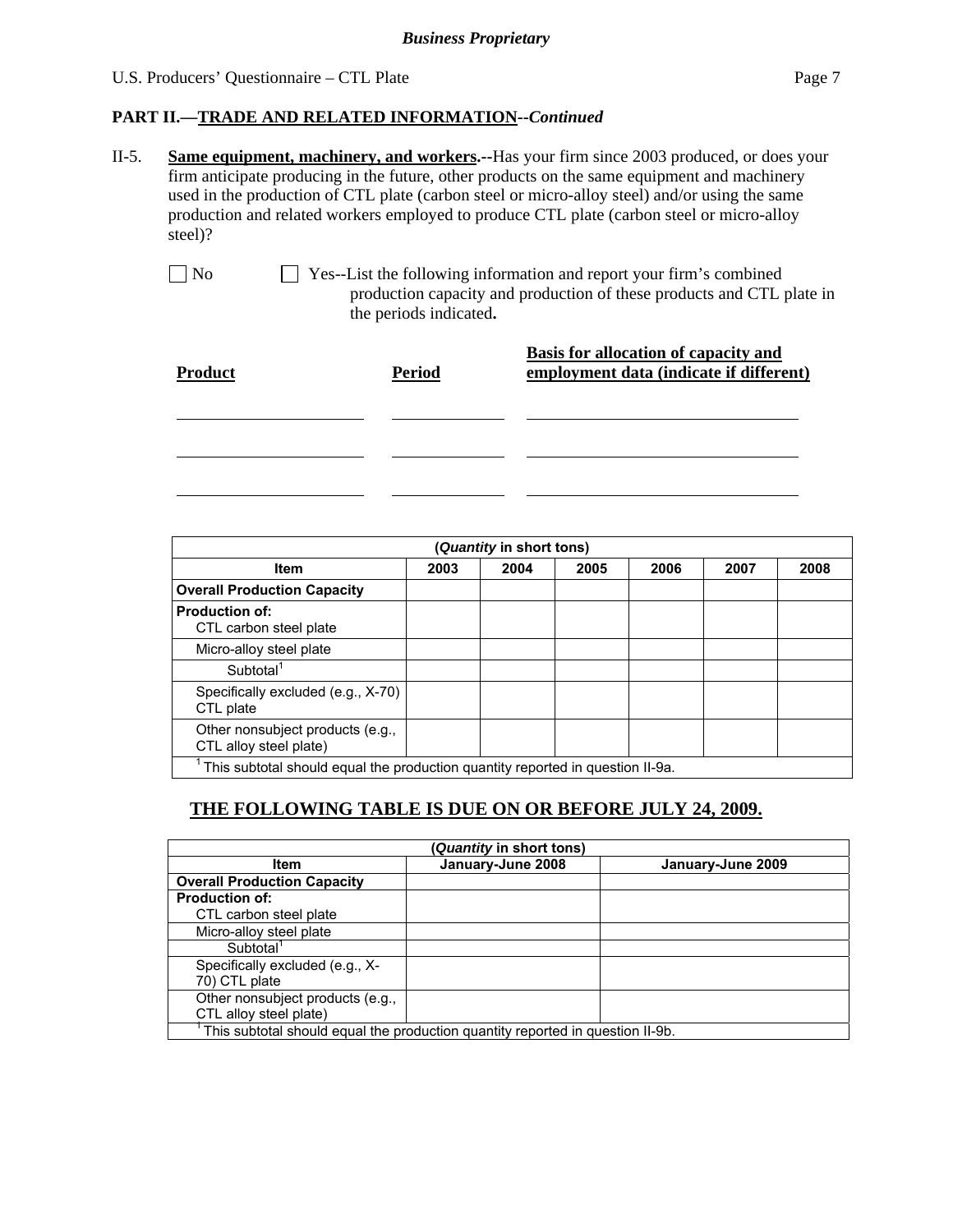*Business Proprietary*

## PART II.—TRADE AND RELATED INFORMATION--*Continued*

II-5. **Same equipment, machinery, and workers.**--Has your firm since 2003 produced, or does your firm anticipate producing in the future, other products on the same equipment and machinery used in the production of CTL plate (carbon steel or micro-alloy steel) and/or using the same production and related workers employed to produce CTL plate (carbon steel or micro-alloy steel)?

☐ No ☐ Yes--List the following information and report your firm's combined production capacity and production of these products and CTL plate in the periods indicated**.**

| Product | Period | Basis for allocation of capacity and employment data (indicate if different) |
|---|---|---|
| | | |
| | | |
| | | |

| (*Quantity* in short tons) | | | | | | |
|---|---|---|---|---|---|---|
| **Item** | **2003** | **2004** | **2005** | **2006** | **2007** | **2008** |
| **Overall Production Capacity** | | | | | | |
| **Production of:** CTL carbon steel plate | | | | | | |
| Micro-alloy steel plate | | | | | | |
| Subtotal[1] | | | | | | |
| Specifically excluded (e.g., X-70) CTL plate | | | | | | |
| Other nonsubject products (e.g., CTL alloy steel plate) | | | | | | |

[1] This subtotal should equal the production quantity reported in question II-9a.

## THE FOLLOWING TABLE IS DUE ON OR BEFORE JULY 24, 2009.

| (*Quantity* in short tons) | | |
|---|---|---|
| **Item** | **January-June 2008** | **January-June 2009** |
| **Overall Production Capacity** | | |
| **Production of:** CTL carbon steel plate | | |
| Micro-alloy steel plate | | |
| Subtotal[1] | | |
| Specifically excluded (e.g., X-70) CTL plate | | |
| Other nonsubject products (e.g., CTL alloy steel plate) | | |

[1] This subtotal should equal the production quantity reported in question II-9b.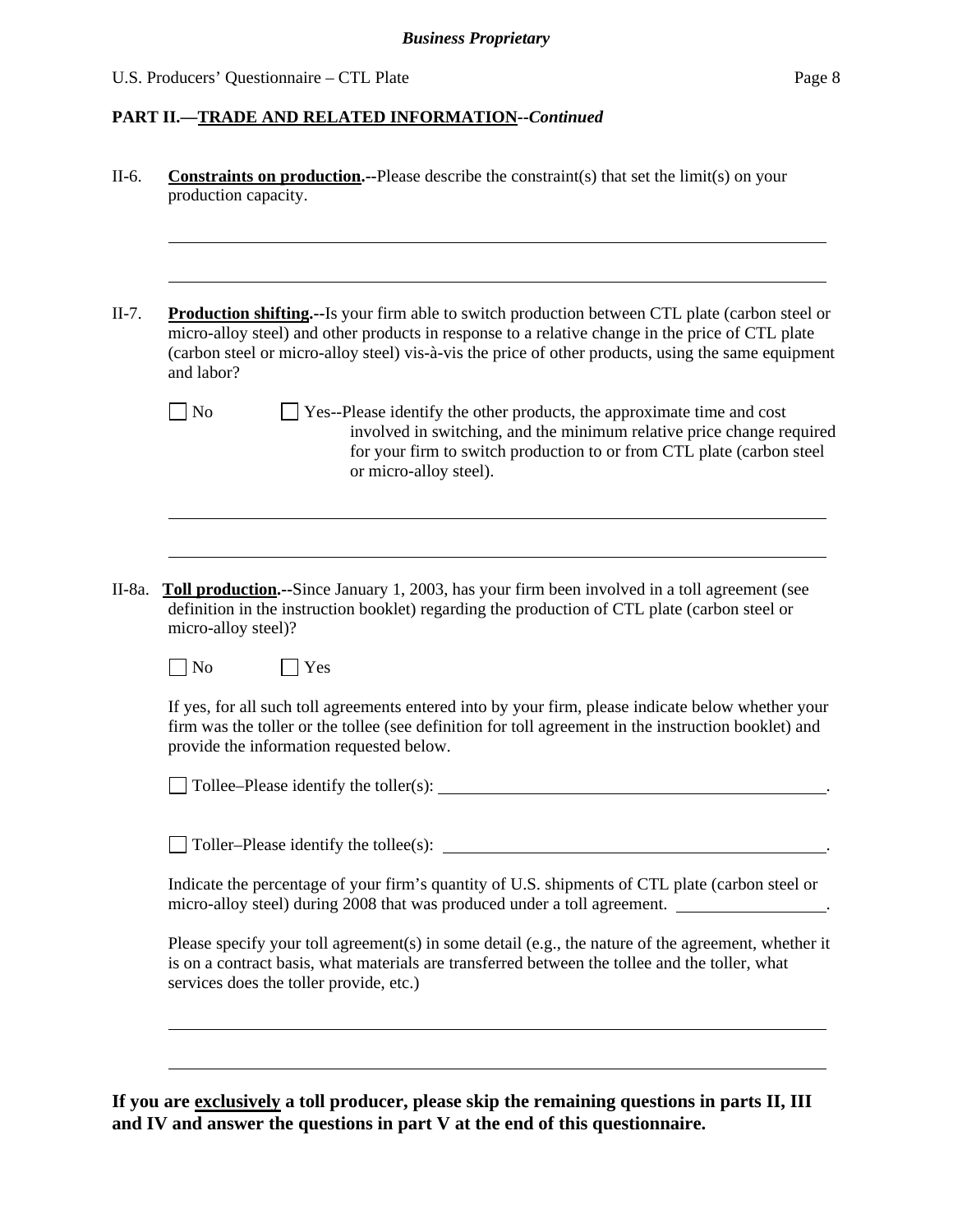**PART II.—TRADE AND RELATED INFORMATION**--*Continued*

II-6. **Constraints on production.**--Please describe the constraint(s) that set the limit(s) on your production capacity.

\_\_\_\_\_\_\_\_\_\_\_\_\_\_\_\_\_\_\_\_\_\_\_\_\_\_\_\_\_\_\_\_\_\_\_\_\_\_\_\_\_\_\_\_\_\_\_\_\_\_\_\_\_\_\_\_\_\_\_\_\_\_\_\_

\_\_\_\_\_\_\_\_\_\_\_\_\_\_\_\_\_\_\_\_\_\_\_\_\_\_\_\_\_\_\_\_\_\_\_\_\_\_\_\_\_\_\_\_\_\_\_\_\_\_\_\_\_\_\_\_\_\_\_\_\_\_\_\_

II-7. **Production shifting.**--Is your firm able to switch production between CTL plate (carbon steel or micro-alloy steel) and other products in response to a relative change in the price of CTL plate (carbon steel or micro-alloy steel) vis-à-vis the price of other products, using the same equipment and labor?

☐ No ☐ Yes--Please identify the other products, the approximate time and cost involved in switching, and the minimum relative price change required for your firm to switch production to or from CTL plate (carbon steel or micro-alloy steel).

\_\_\_\_\_\_\_\_\_\_\_\_\_\_\_\_\_\_\_\_\_\_\_\_\_\_\_\_\_\_\_\_\_\_\_\_\_\_\_\_\_\_\_\_\_\_\_\_\_\_\_\_\_\_\_\_\_\_\_\_\_\_\_\_

\_\_\_\_\_\_\_\_\_\_\_\_\_\_\_\_\_\_\_\_\_\_\_\_\_\_\_\_\_\_\_\_\_\_\_\_\_\_\_\_\_\_\_\_\_\_\_\_\_\_\_\_\_\_\_\_\_\_\_\_\_\_\_\_

II-8a. **Toll production.**--Since January 1, 2003, has your firm been involved in a toll agreement (see definition in the instruction booklet) regarding the production of CTL plate (carbon steel or micro-alloy steel)?

☐ No ☐ Yes

If yes, for all such toll agreements entered into by your firm, please indicate below whether your firm was the toller or the tollee (see definition for toll agreement in the instruction booklet) and provide the information requested below.

☐ Tollee–Please identify the toller(s): \_\_\_\_\_\_\_\_\_\_\_\_\_\_\_\_\_\_\_\_\_\_\_\_\_\_\_\_\_\_\_\_\_\_\_\_\_\_\_\_.

☐ Toller–Please identify the tollee(s): \_\_\_\_\_\_\_\_\_\_\_\_\_\_\_\_\_\_\_\_\_\_\_\_\_\_\_\_\_\_\_\_\_\_\_\_\_\_\_\_.

Indicate the percentage of your firm's quantity of U.S. shipments of CTL plate (carbon steel or micro-alloy steel) during 2008 that was produced under a toll agreement. \_\_\_\_\_\_\_\_\_\_\_\_\_\_\_\_.

Please specify your toll agreement(s) in some detail (e.g., the nature of the agreement, whether it is on a contract basis, what materials are transferred between the tollee and the toller, what services does the toller provide, etc.)

\_\_\_\_\_\_\_\_\_\_\_\_\_\_\_\_\_\_\_\_\_\_\_\_\_\_\_\_\_\_\_\_\_\_\_\_\_\_\_\_\_\_\_\_\_\_\_\_\_\_\_\_\_\_\_\_\_\_\_\_\_\_\_\_

\_\_\_\_\_\_\_\_\_\_\_\_\_\_\_\_\_\_\_\_\_\_\_\_\_\_\_\_\_\_\_\_\_\_\_\_\_\_\_\_\_\_\_\_\_\_\_\_\_\_\_\_\_\_\_\_\_\_\_\_\_\_\_\_

**If you are exclusively a toll producer, please skip the remaining questions in parts II, III and IV and answer the questions in part V at the end of this questionnaire.**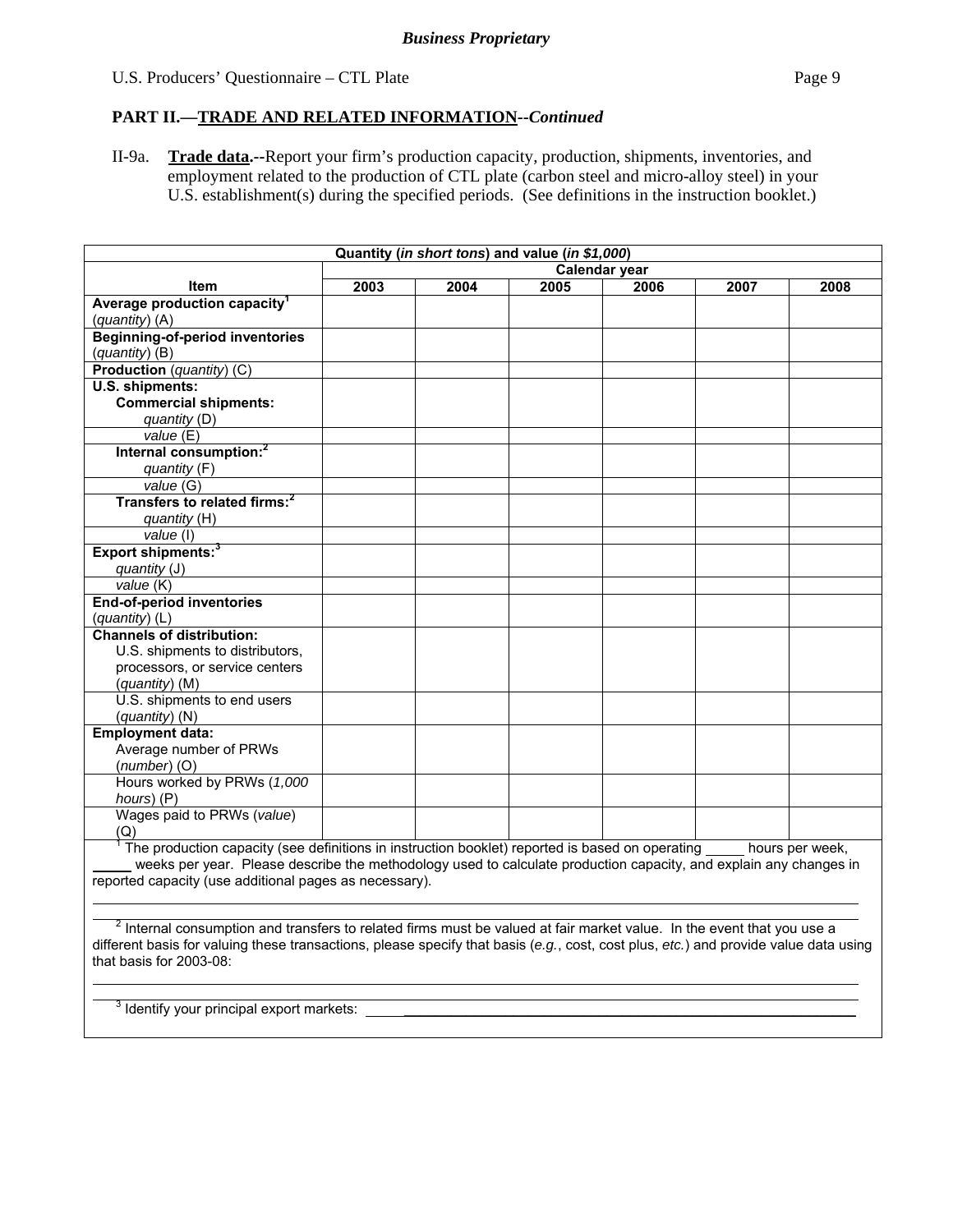**Business Proprietary**

U.S. Producers' Questionnaire – CTL Plate

## PART II.—TRADE AND RELATED INFORMATION--*Continued*

II-9a. **Trade data.**--Report your firm's production capacity, production, shipments, inventories, and employment related to the production of CTL plate (carbon steel and micro-alloy steel) in your U.S. establishment(s) during the specified periods. (See definitions in the instruction booklet.)

| Quantity (*in short tons*) and value (*in $1,000*) | | | | | | |
|---|---|---|---|---|---|---|
| | Calendar year | | | | | |
| **Item** | **2003** | **2004** | **2005** | **2006** | **2007** | **2008** |
| **Average production capacity**[1] (*quantity*) (A) | | | | | | |
| **Beginning-of-period inventories** (*quantity*) (B) | | | | | | |
| **Production** (*quantity*) (C) | | | | | | |
| **U.S. shipments:** | | | | | | |
| **Commercial shipments:** *quantity* (D) | | | | | | |
| *value* (E) | | | | | | |
| **Internal consumption:**[2] *quantity* (F) | | | | | | |
| *value* (G) | | | | | | |
| **Transfers to related firms:**[2] *quantity* (H) | | | | | | |
| *value* (I) | | | | | | |
| **Export shipments:**[3] *quantity* (J) | | | | | | |
| *value* (K) | | | | | | |
| **End-of-period inventories** (*quantity*) (L) | | | | | | |
| **Channels of distribution:** | | | | | | |
| U.S. shipments to distributors, processors, or service centers (*quantity*) (M) | | | | | | |
| U.S. shipments to end users (*quantity*) (N) | | | | | | |
| **Employment data:** | | | | | | |
| Average number of PRWs (*number*) (O) | | | | | | |
| Hours worked by PRWs (*1,000 hours*) (P) | | | | | | |
| Wages paid to PRWs (*value*) (Q) | | | | | | |

[1] The production capacity (see definitions in instruction booklet) reported is based on operating _____ hours per week, _____ weeks per year. Please describe the methodology used to calculate production capacity, and explain any changes in reported capacity (use additional pages as necessary).

______________________________________________________________________________

______________________________________________________________________________

[2] Internal consumption and transfers to related firms must be valued at fair market value. In the event that you use a different basis for valuing these transactions, please specify that basis (*e.g.*, cost, cost plus, *etc.*) and provide value data using that basis for 2003-08:

______________________________________________________________________________

______________________________________________________________________________

[3] Identify your principal export markets: ______________________________________________________________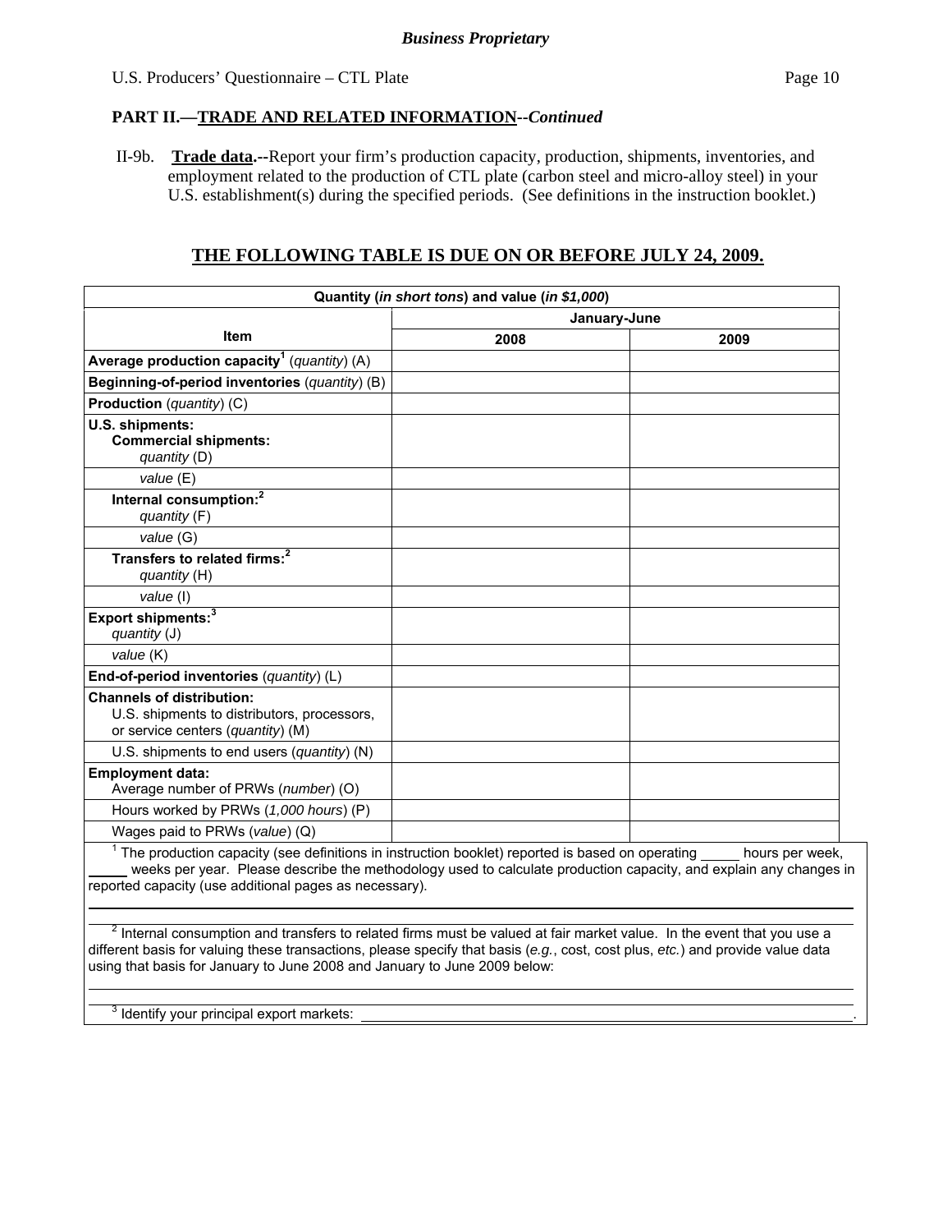**PART II.—TRADE AND RELATED INFORMATION**--*Continued*

II-9b. **Trade data.**--Report your firm's production capacity, production, shipments, inventories, and employment related to the production of CTL plate (carbon steel and micro-alloy steel) in your U.S. establishment(s) during the specified periods. (See definitions in the instruction booklet.)

## THE FOLLOWING TABLE IS DUE ON OR BEFORE JULY 24, 2009.

| Quantity (*in short tons*) and value (*in $1,000*) | | |
|---|---|---|
| Item | January-June | |
| | 2008 | 2009 |
| **Average production capacity**[1] (*quantity*) (A) | | |
| **Beginning-of-period inventories** (*quantity*) (B) | | |
| **Production** (*quantity*) (C) | | |
| **U.S. shipments:** **Commercial shipments:** *quantity* (D) | | |
| *value* (E) | | |
| **Internal consumption:**[2] *quantity* (F) | | |
| *value* (G) | | |
| **Transfers to related firms:**[2] *quantity* (H) | | |
| *value* (I) | | |
| **Export shipments:**[3] *quantity* (J) | | |
| *value* (K) | | |
| **End-of-period inventories** (*quantity*) (L) | | |
| **Channels of distribution:** U.S. shipments to distributors, processors, or service centers (*quantity*) (M) | | |
| U.S. shipments to end users (*quantity*) (N) | | |
| **Employment data:** Average number of PRWs (*number*) (O) | | |
| Hours worked by PRWs (*1,000 hours*) (P) | | |
| Wages paid to PRWs (*value*) (Q) | | |

[1] The production capacity (see definitions in instruction booklet) reported is based on operating _____ hours per week, _____ weeks per year. Please describe the methodology used to calculate production capacity, and explain any changes in reported capacity (use additional pages as necessary).

______________________________________________________________________

[2] Internal consumption and transfers to related firms must be valued at fair market value. In the event that you use a different basis for valuing these transactions, please specify that basis (*e.g.*, cost, cost plus, *etc.*) and provide value data using that basis for January to June 2008 and January to June 2009 below:

______________________________________________________________________

[3] Identify your principal export markets: ______________________________________________.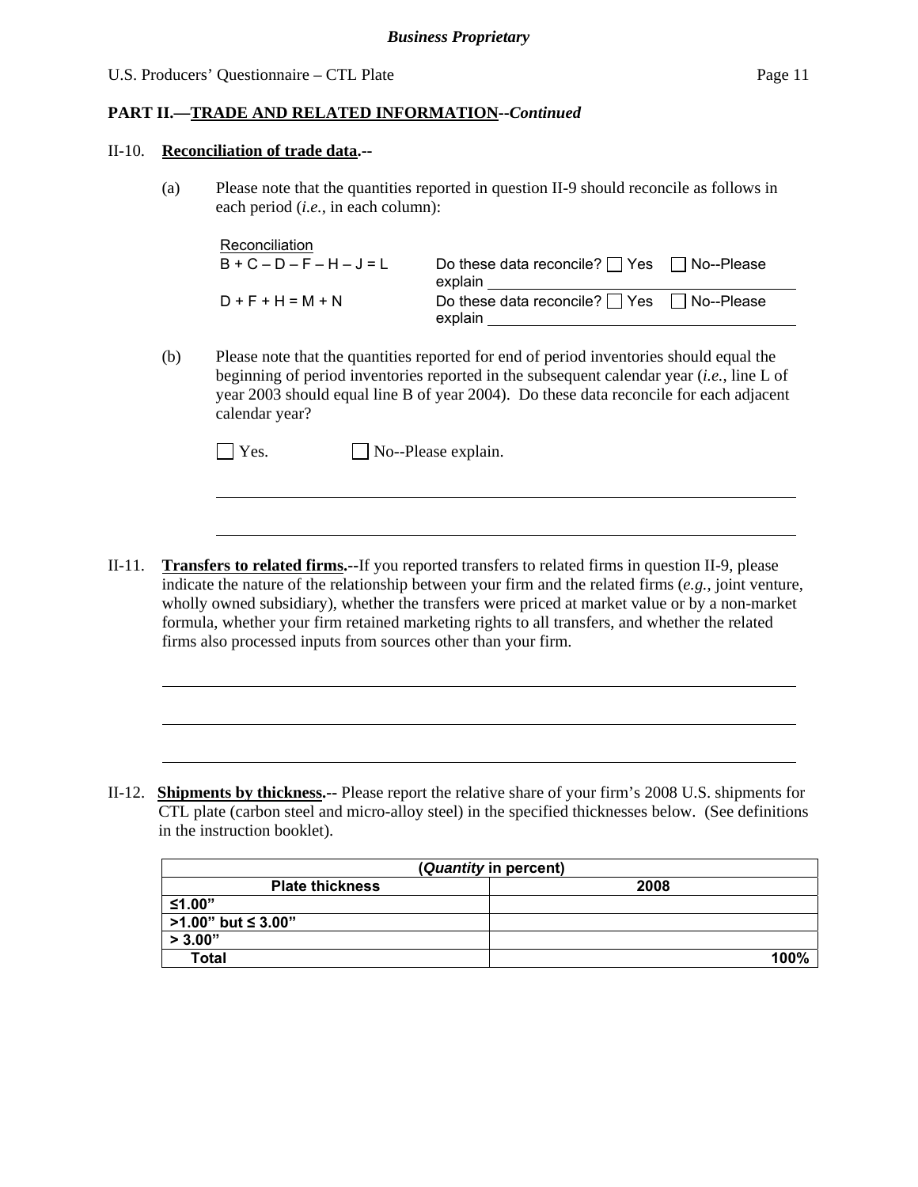**PART II.—TRADE AND RELATED INFORMATION--*Continued***

II-10. **Reconciliation of trade data.--**

(a) Please note that the quantities reported in question II-9 should reconcile as follows in each period (*i.e.*, in each column):

| Reconciliation | |
|---|---|
| B + C – D – F – H – J = L | Do these data reconcile? ☐ Yes ☐ No--Please explain ____________________ |
| D + F + H = M + N | Do these data reconcile? ☐ Yes ☐ No--Please explain ____________________ |

(b) Please note that the quantities reported for end of period inventories should equal the beginning of period inventories reported in the subsequent calendar year (*i.e.*, line L of year 2003 should equal line B of year 2004). Do these data reconcile for each adjacent calendar year?

☐ Yes. ☐ No--Please explain.

______________________________________________________________________

______________________________________________________________________

II-11. **Transfers to related firms.--**If you reported transfers to related firms in question II-9, please indicate the nature of the relationship between your firm and the related firms (*e.g.*, joint venture, wholly owned subsidiary), whether the transfers were priced at market value or by a non-market formula, whether your firm retained marketing rights to all transfers, and whether the related firms also processed inputs from sources other than your firm.

______________________________________________________________________

______________________________________________________________________

______________________________________________________________________

II-12. **Shipments by thickness.--** Please report the relative share of your firm's 2008 U.S. shipments for CTL plate (carbon steel and micro-alloy steel) in the specified thicknesses below. (See definitions in the instruction booklet).

| (*Quantity* in percent) | |
|---|---|
| **Plate thickness** | **2008** |
| **≤1.00"** | |
| **>1.00" but ≤ 3.00"** | |
| **> 3.00"** | |
| **Total** | **100%** |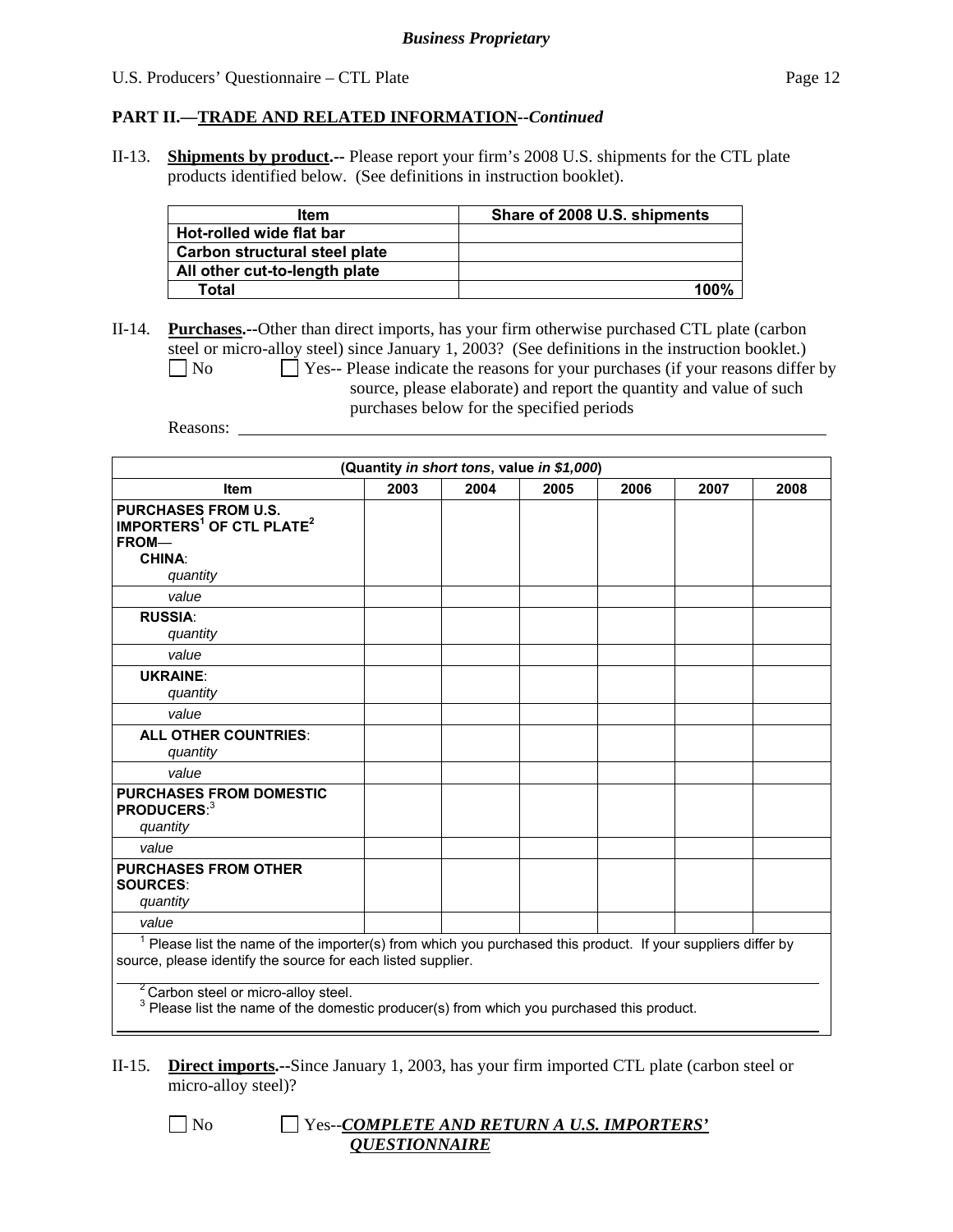## PART II.—TRADE AND RELATED INFORMATION--*Continued*

II-13. **Shipments by product.--** Please report your firm's 2008 U.S. shipments for the CTL plate products identified below. (See definitions in instruction booklet).

| Item | Share of 2008 U.S. shipments |
|---|---|
| Hot-rolled wide flat bar | |
| Carbon structural steel plate | |
| All other cut-to-length plate | |
| Total | 100% |

II-14. **Purchases.--**Other than direct imports, has your firm otherwise purchased CTL plate (carbon steel or micro-alloy steel) since January 1, 2003? (See definitions in the instruction booklet.)

☐ No ☐ Yes-- Please indicate the reasons for your purchases (if your reasons differ by source, please elaborate) and report the quantity and value of such purchases below for the specified periods

Reasons: ____________________

| (Quantity *in short tons*, value *in $1,000*) | | | | | | |
|---|---|---|---|---|---|---|
| **Item** | **2003** | **2004** | **2005** | **2006** | **2007** | **2008** |
| **PURCHASES FROM U.S. IMPORTERS[1] OF CTL PLATE[2] FROM—** **CHINA**: *quantity* | | | | | | |
| *value* | | | | | | |
| **RUSSIA**: *quantity* | | | | | | |
| *value* | | | | | | |
| **UKRAINE**: *quantity* | | | | | | |
| *value* | | | | | | |
| **ALL OTHER COUNTRIES**: *quantity* | | | | | | |
| *value* | | | | | | |
| **PURCHASES FROM DOMESTIC PRODUCERS**:[3] *quantity* | | | | | | |
| *value* | | | | | | |
| **PURCHASES FROM OTHER SOURCES**: *quantity* | | | | | | |
| *value* | | | | | | |

[1] Please list the name of the importer(s) from which you purchased this product. If your suppliers differ by source, please identify the source for each listed supplier.

[2] Carbon steel or micro-alloy steel.

[3] Please list the name of the domestic producer(s) from which you purchased this product.

II-15. **Direct imports.--**Since January 1, 2003, has your firm imported CTL plate (carbon steel or micro-alloy steel)?

☐ No ☐ Yes--***COMPLETE AND RETURN A U.S. IMPORTERS' QUESTIONNAIRE***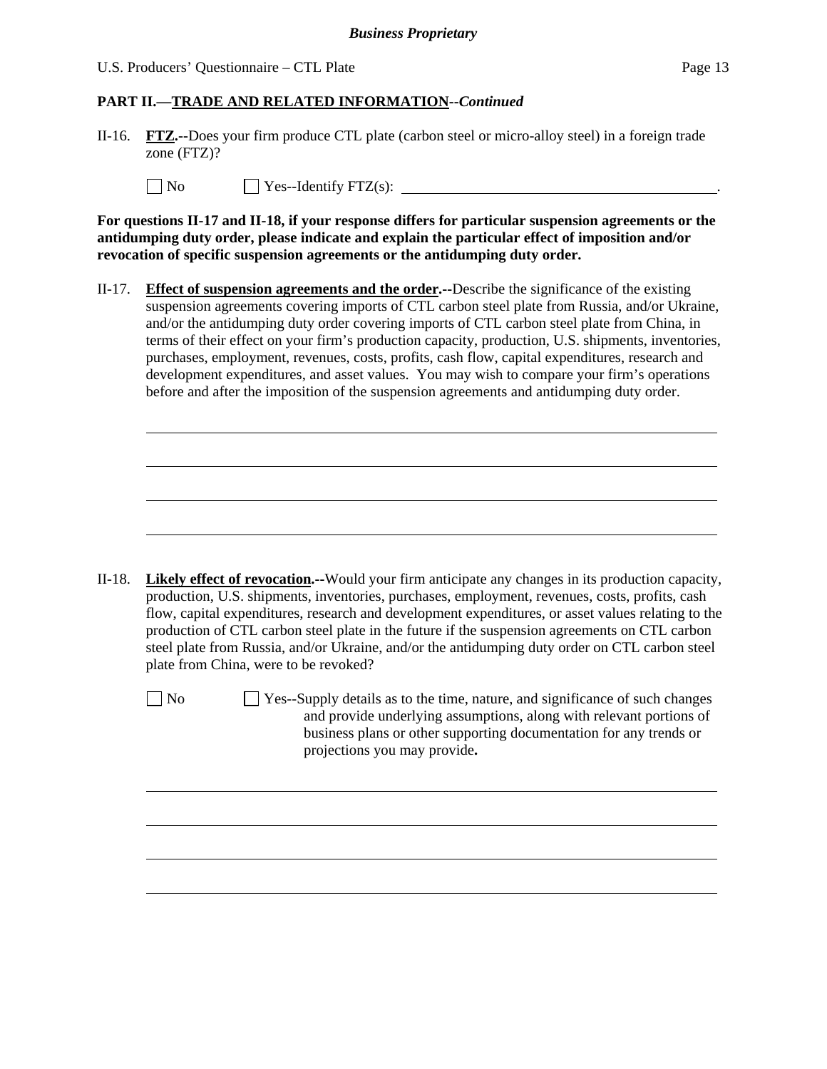## PART II.—TRADE AND RELATED INFORMATION--*Continued*

II-16. **FTZ.**--Does your firm produce CTL plate (carbon steel or micro-alloy steel) in a foreign trade zone (FTZ)?

☐ No ☐ Yes--Identify FTZ(s): \_\_\_\_\_\_\_\_\_\_\_\_\_\_\_\_\_\_\_\_\_\_\_\_\_\_\_\_\_\_\_\_\_\_\_\_\_\_\_\_.

**For questions II-17 and II-18, if your response differs for particular suspension agreements or the antidumping duty order, please indicate and explain the particular effect of imposition and/or revocation of specific suspension agreements or the antidumping duty order.**

II-17. **Effect of suspension agreements and the order.--**Describe the significance of the existing suspension agreements covering imports of CTL carbon steel plate from Russia, and/or Ukraine, and/or the antidumping duty order covering imports of CTL carbon steel plate from China, in terms of their effect on your firm's production capacity, production, U.S. shipments, inventories, purchases, employment, revenues, costs, profits, cash flow, capital expenditures, research and development expenditures, and asset values. You may wish to compare your firm's operations before and after the imposition of the suspension agreements and antidumping duty order.

\_\_\_\_\_\_\_\_\_\_\_\_\_\_\_\_\_\_\_\_\_\_\_\_\_\_\_\_\_\_\_\_\_\_\_\_\_\_\_\_\_\_\_\_\_\_\_\_\_\_\_\_\_\_\_\_\_\_\_\_\_\_\_\_\_\_\_\_\_\_

\_\_\_\_\_\_\_\_\_\_\_\_\_\_\_\_\_\_\_\_\_\_\_\_\_\_\_\_\_\_\_\_\_\_\_\_\_\_\_\_\_\_\_\_\_\_\_\_\_\_\_\_\_\_\_\_\_\_\_\_\_\_\_\_\_\_\_\_\_\_

\_\_\_\_\_\_\_\_\_\_\_\_\_\_\_\_\_\_\_\_\_\_\_\_\_\_\_\_\_\_\_\_\_\_\_\_\_\_\_\_\_\_\_\_\_\_\_\_\_\_\_\_\_\_\_\_\_\_\_\_\_\_\_\_\_\_\_\_\_\_

\_\_\_\_\_\_\_\_\_\_\_\_\_\_\_\_\_\_\_\_\_\_\_\_\_\_\_\_\_\_\_\_\_\_\_\_\_\_\_\_\_\_\_\_\_\_\_\_\_\_\_\_\_\_\_\_\_\_\_\_\_\_\_\_\_\_\_\_\_\_

II-18. **Likely effect of revocation.--**Would your firm anticipate any changes in its production capacity, production, U.S. shipments, inventories, purchases, employment, revenues, costs, profits, cash flow, capital expenditures, research and development expenditures, or asset values relating to the production of CTL carbon steel plate in the future if the suspension agreements on CTL carbon steel plate from Russia, and/or Ukraine, and/or the antidumping duty order on CTL carbon steel plate from China, were to be revoked?

☐ No ☐ Yes--Supply details as to the time, nature, and significance of such changes and provide underlying assumptions, along with relevant portions of business plans or other supporting documentation for any trends or projections you may provide**.**

\_\_\_\_\_\_\_\_\_\_\_\_\_\_\_\_\_\_\_\_\_\_\_\_\_\_\_\_\_\_\_\_\_\_\_\_\_\_\_\_\_\_\_\_\_\_\_\_\_\_\_\_\_\_\_\_\_\_\_\_\_\_\_\_\_\_\_\_\_\_

\_\_\_\_\_\_\_\_\_\_\_\_\_\_\_\_\_\_\_\_\_\_\_\_\_\_\_\_\_\_\_\_\_\_\_\_\_\_\_\_\_\_\_\_\_\_\_\_\_\_\_\_\_\_\_\_\_\_\_\_\_\_\_\_\_\_\_\_\_\_

\_\_\_\_\_\_\_\_\_\_\_\_\_\_\_\_\_\_\_\_\_\_\_\_\_\_\_\_\_\_\_\_\_\_\_\_\_\_\_\_\_\_\_\_\_\_\_\_\_\_\_\_\_\_\_\_\_\_\_\_\_\_\_\_\_\_\_\_\_\_

\_\_\_\_\_\_\_\_\_\_\_\_\_\_\_\_\_\_\_\_\_\_\_\_\_\_\_\_\_\_\_\_\_\_\_\_\_\_\_\_\_\_\_\_\_\_\_\_\_\_\_\_\_\_\_\_\_\_\_\_\_\_\_\_\_\_\_\_\_\_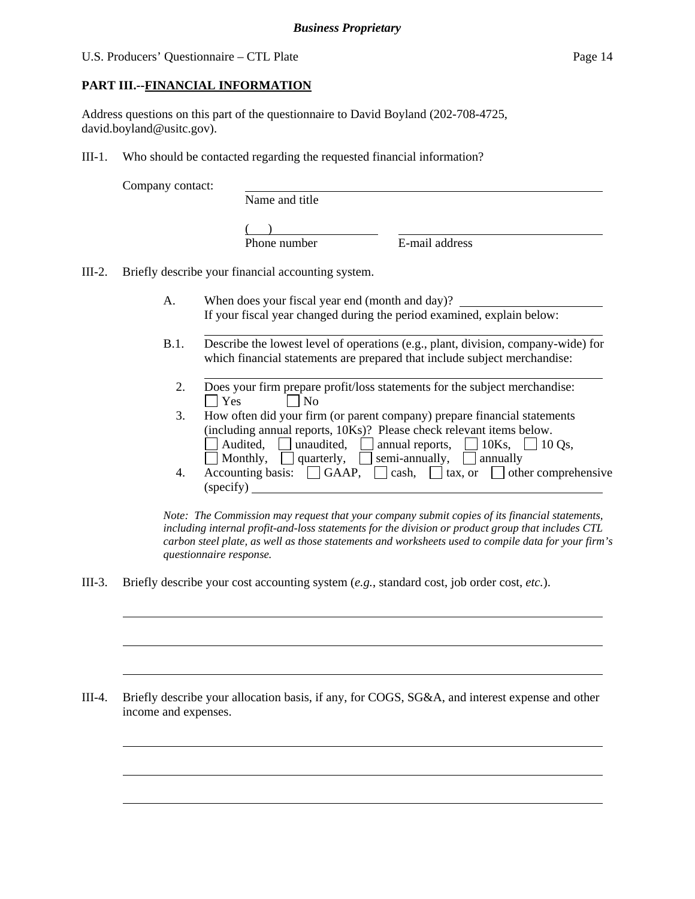**PART III.--FINANCIAL INFORMATION**

Address questions on this part of the questionnaire to David Boyland (202-708-4725, david.boyland@usitc.gov).

III-1. Who should be contacted regarding the requested financial information?

Company contact: ______________________________
Name and title

(    ) ____________________ ______________________________
Phone number E-mail address

III-2. Briefly describe your financial accounting system.

A. When does your fiscal year end (month and day)? ____________________
If your fiscal year changed during the period examined, explain below:

______________________________________________________________

B.1. Describe the lowest level of operations (e.g., plant, division, company-wide) for which financial statements are prepared that include subject merchandise:

______________________________________________________________

2. Does your firm prepare profit/loss statements for the subject merchandise:
☐ Yes ☐ No

3. How often did your firm (or parent company) prepare financial statements (including annual reports, 10Ks)? Please check relevant items below.
☐ Audited, ☐ unaudited, ☐ annual reports, ☐ 10Ks, ☐ 10 Qs,
☐ Monthly, ☐ quarterly, ☐ semi-annually, ☐ annually

4. Accounting basis: ☐ GAAP, ☐ cash, ☐ tax, or ☐ other comprehensive (specify) ______________________________

*Note: The Commission may request that your company submit copies of its financial statements, including internal profit-and-loss statements for the division or product group that includes CTL carbon steel plate, as well as those statements and worksheets used to compile data for your firm's questionnaire response.*

III-3. Briefly describe your cost accounting system (*e.g.*, standard cost, job order cost, *etc.*).

______________________________________________________________

______________________________________________________________

______________________________________________________________

III-4. Briefly describe your allocation basis, if any, for COGS, SG&A, and interest expense and other income and expenses.

______________________________________________________________

______________________________________________________________

______________________________________________________________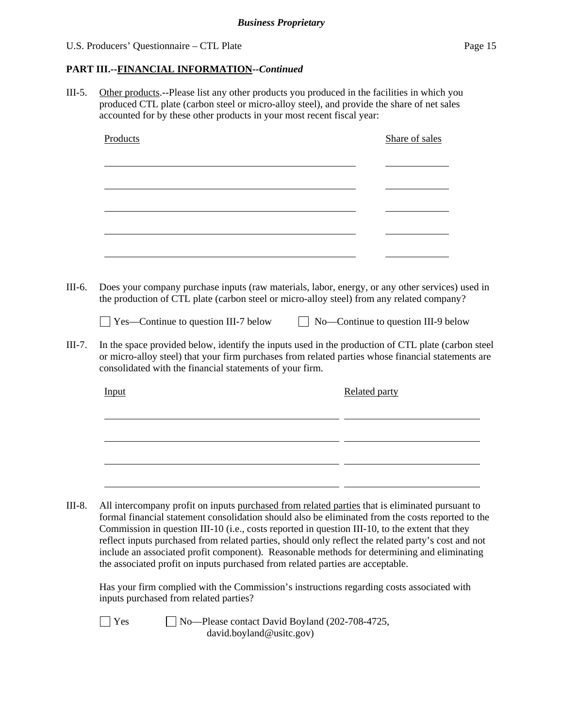## PART III.--FINANCIAL INFORMATION--*Continued*

III-5. Other products.--Please list any other products you produced in the facilities in which you produced CTL plate (carbon steel or micro-alloy steel), and provide the share of net sales accounted for by these other products in your most recent fiscal year:

| Products | Share of sales |
|---|---|
| | |
| | |
| | |
| | |
| | |

III-6. Does your company purchase inputs (raw materials, labor, energy, or any other services) used in the production of CTL plate (carbon steel or micro-alloy steel) from any related company?

☐ Yes—Continue to question III-7 below    ☐ No—Continue to question III-9 below

III-7. In the space provided below, identify the inputs used in the production of CTL plate (carbon steel or micro-alloy steel) that your firm purchases from related parties whose financial statements are consolidated with the financial statements of your firm.

| Input | Related party |
|---|---|
| | |
| | |
| | |
| | |

III-8. All intercompany profit on inputs purchased from related parties that is eliminated pursuant to formal financial statement consolidation should also be eliminated from the costs reported to the Commission in question III-10 (i.e., costs reported in question III-10, to the extent that they reflect inputs purchased from related parties, should only reflect the related party's cost and not include an associated profit component). Reasonable methods for determining and eliminating the associated profit on inputs purchased from related parties are acceptable.

Has your firm complied with the Commission's instructions regarding costs associated with inputs purchased from related parties?

☐ Yes    ☐ No—Please contact David Boyland (202-708-4725, david.boyland@usitc.gov)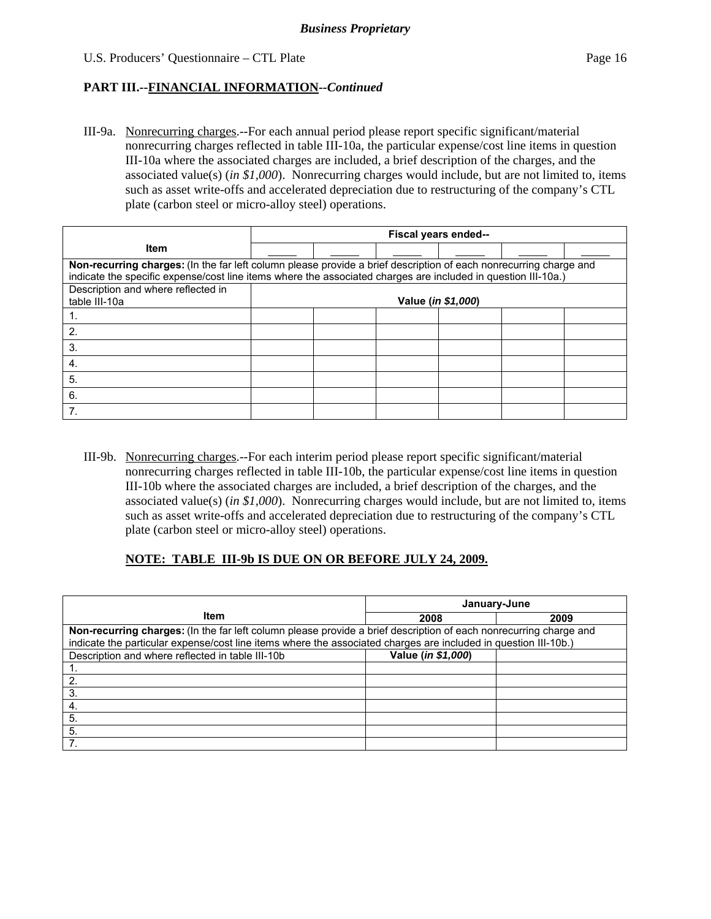**PART III.--FINANCIAL INFORMATION--*Continued***

III-9a. Nonrecurring charges.--For each annual period please report specific significant/material nonrecurring charges reflected in table III-10a, the particular expense/cost line items in question III-10a where the associated charges are included, a brief description of the charges, and the associated value(s) (*in $1,000*). Nonrecurring charges would include, but are not limited to, items such as asset write-offs and accelerated depreciation due to restructuring of the company's CTL plate (carbon steel or micro-alloy steel) operations.

| Item | Fiscal years ended-- | | | | | |
|---|---|---|---|---|---|---|
| | _____ | _____ | _____ | _____ | _____ | _____ |
| **Non-recurring charges:** (In the far left column please provide a brief description of each nonrecurring charge and indicate the specific expense/cost line items where the associated charges are included in question III-10a.) | | | | | | |
| Description and where reflected in table III-10a | **Value (*in $1,000*)** | | | | | |
| 1. | | | | | | |
| 2. | | | | | | |
| 3. | | | | | | |
| 4. | | | | | | |
| 5. | | | | | | |
| 6. | | | | | | |
| 7. | | | | | | |

III-9b. Nonrecurring charges.--For each interim period please report specific significant/material nonrecurring charges reflected in table III-10b, the particular expense/cost line items in question III-10b where the associated charges are included, a brief description of the charges, and the associated value(s) (*in $1,000*). Nonrecurring charges would include, but are not limited to, items such as asset write-offs and accelerated depreciation due to restructuring of the company's CTL plate (carbon steel or micro-alloy steel) operations.

**NOTE: TABLE III-9b IS DUE ON OR BEFORE JULY 24, 2009.**

| Item | January-June | |
|---|---|---|
| | 2008 | 2009 |
| **Non-recurring charges:** (In the far left column please provide a brief description of each nonrecurring charge and indicate the particular expense/cost line items where the associated charges are included in question III-10b.) | | |
| Description and where reflected in table III-10b | **Value (*in $1,000*)** | |
| 1. | | |
| 2. | | |
| 3. | | |
| 4. | | |
| 5. | | |
| 5. | | |
| 7. | | |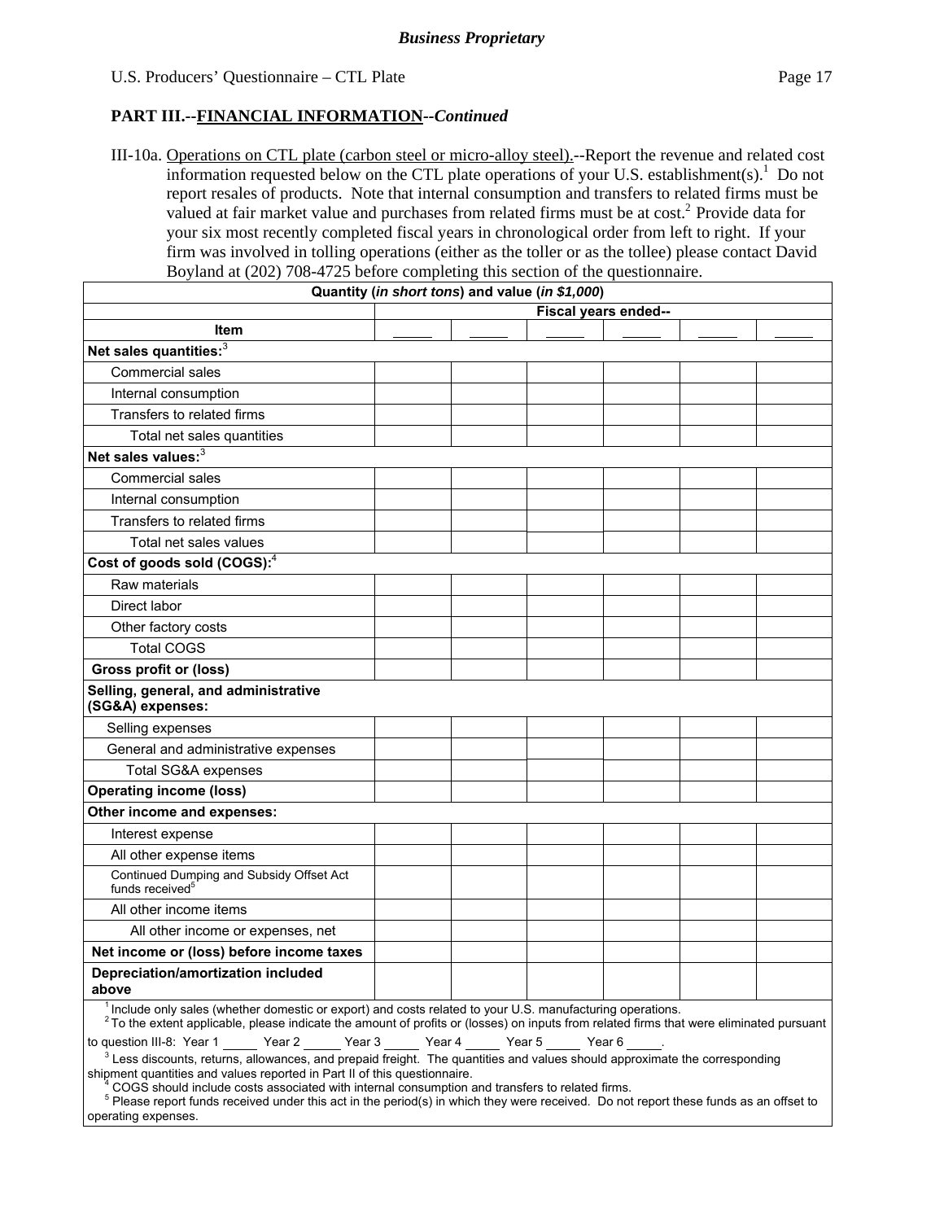**Business Proprietary**

U.S. Producers' Questionnaire – CTL Plate

## PART III.--FINANCIAL INFORMATION--*Continued*

III-10a. Operations on CTL plate (carbon steel or micro-alloy steel).--Report the revenue and related cost information requested below on the CTL plate operations of your U.S. establishment(s).[1] Do not report resales of products. Note that internal consumption and transfers to related firms must be valued at fair market value and purchases from related firms must be at cost.[2] Provide data for your six most recently completed fiscal years in chronological order from left to right. If your firm was involved in tolling operations (either as the toller or as the tollee) please contact David Boyland at (202) 708-4725 before completing this section of the questionnaire.

| Quantity (*in short tons*) and value (*in $1,000*) | | | | | | |
|---|---|---|---|---|---|---|
| | Fiscal years ended-- | | | | | |
| **Item** | _____ | _____ | _____ | _____ | _____ | _____ |
| **Net sales quantities:**[3] | | | | | | |
| Commercial sales | | | | | | |
| Internal consumption | | | | | | |
| Transfers to related firms | | | | | | |
| Total net sales quantities | | | | | | |
| **Net sales values:**[3] | | | | | | |
| Commercial sales | | | | | | |
| Internal consumption | | | | | | |
| Transfers to related firms | | | | | | |
| Total net sales values | | | | | | |
| **Cost of goods sold (COGS):**[4] | | | | | | |
| Raw materials | | | | | | |
| Direct labor | | | | | | |
| Other factory costs | | | | | | |
| Total COGS | | | | | | |
| **Gross profit or (loss)** | | | | | | |
| **Selling, general, and administrative (SG&A) expenses:** | | | | | | |
| Selling expenses | | | | | | |
| General and administrative expenses | | | | | | |
| Total SG&A expenses | | | | | | |
| **Operating income (loss)** | | | | | | |
| **Other income and expenses:** | | | | | | |
| Interest expense | | | | | | |
| All other expense items | | | | | | |
| Continued Dumping and Subsidy Offset Act funds received[5] | | | | | | |
| All other income items | | | | | | |
| All other income or expenses, net | | | | | | |
| **Net income or (loss) before income taxes** | | | | | | |
| **Depreciation/amortization included above** | | | | | | |

[1] Include only sales (whether domestic or export) and costs related to your U.S. manufacturing operations.

[2] To the extent applicable, please indicate the amount of profits or (losses) on inputs from related firms that were eliminated pursuant to question III-8: Year 1 _____ Year 2 _____ Year 3 _____ Year 4 _____ Year 5 _____ Year 6 _____.

[3] Less discounts, returns, allowances, and prepaid freight. The quantities and values should approximate the corresponding shipment quantities and values reported in Part II of this questionnaire.

[4] COGS should include costs associated with internal consumption and transfers to related firms.

[5] Please report funds received under this act in the period(s) in which they were received. Do not report these funds as an offset to operating expenses.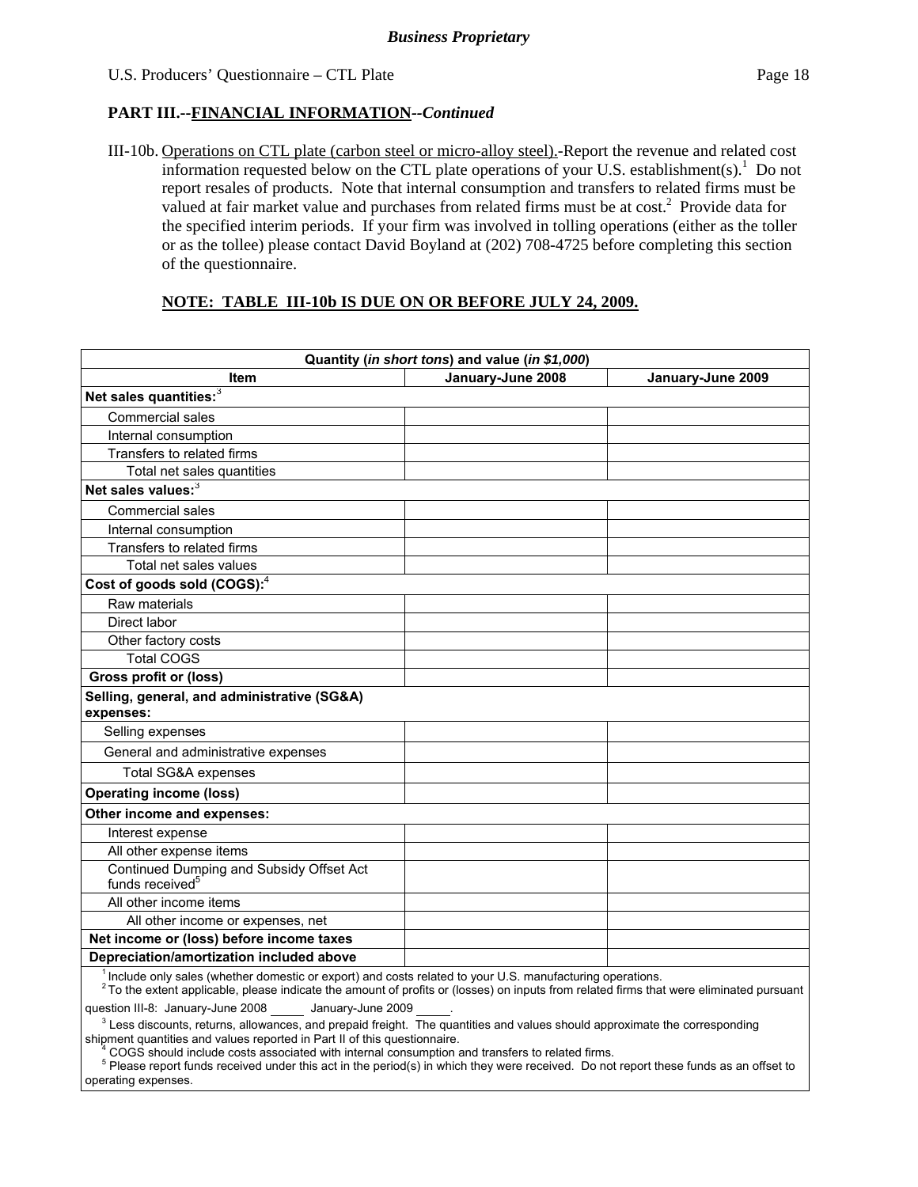**PART III.--FINANCIAL INFORMATION--*Continued***

III-10b. Operations on CTL plate (carbon steel or micro-alloy steel).-Report the revenue and related cost information requested below on the CTL plate operations of your U.S. establishment(s).[1] Do not report resales of products. Note that internal consumption and transfers to related firms must be valued at fair market value and purchases from related firms must be at cost.[2] Provide data for the specified interim periods. If your firm was involved in tolling operations (either as the toller or as the tollee) please contact David Boyland at (202) 708-4725 before completing this section of the questionnaire.

**NOTE: TABLE III-10b IS DUE ON OR BEFORE JULY 24, 2009.**

| Quantity (*in short tons*) and value (*in $1,000*) | | |
|---|---|---|
| **Item** | **January-June 2008** | **January-June 2009** |
| **Net sales quantities:**[3] | | |
| Commercial sales | | |
| Internal consumption | | |
| Transfers to related firms | | |
| Total net sales quantities | | |
| **Net sales values:**[3] | | |
| Commercial sales | | |
| Internal consumption | | |
| Transfers to related firms | | |
| Total net sales values | | |
| **Cost of goods sold (COGS):**[4] | | |
| Raw materials | | |
| Direct labor | | |
| Other factory costs | | |
| Total COGS | | |
| **Gross profit or (loss)** | | |
| **Selling, general, and administrative (SG&A) expenses:** | | |
| Selling expenses | | |
| General and administrative expenses | | |
| Total SG&A expenses | | |
| **Operating income (loss)** | | |
| **Other income and expenses:** | | |
| Interest expense | | |
| All other expense items | | |
| Continued Dumping and Subsidy Offset Act funds received[5] | | |
| All other income items | | |
| All other income or expenses, net | | |
| **Net income or (loss) before income taxes** | | |
| **Depreciation/amortization included above** | | |

[1] Include only sales (whether domestic or export) and costs related to your U.S. manufacturing operations.
[2] To the extent applicable, please indicate the amount of profits or (losses) on inputs from related firms that were eliminated pursuant question III-8: January-June 2008 _____ January-June 2009 _____.
[3] Less discounts, returns, allowances, and prepaid freight. The quantities and values should approximate the corresponding shipment quantities and values reported in Part II of this questionnaire.
[4] COGS should include costs associated with internal consumption and transfers to related firms.
[5] Please report funds received under this act in the period(s) in which they were received. Do not report these funds as an offset to operating expenses.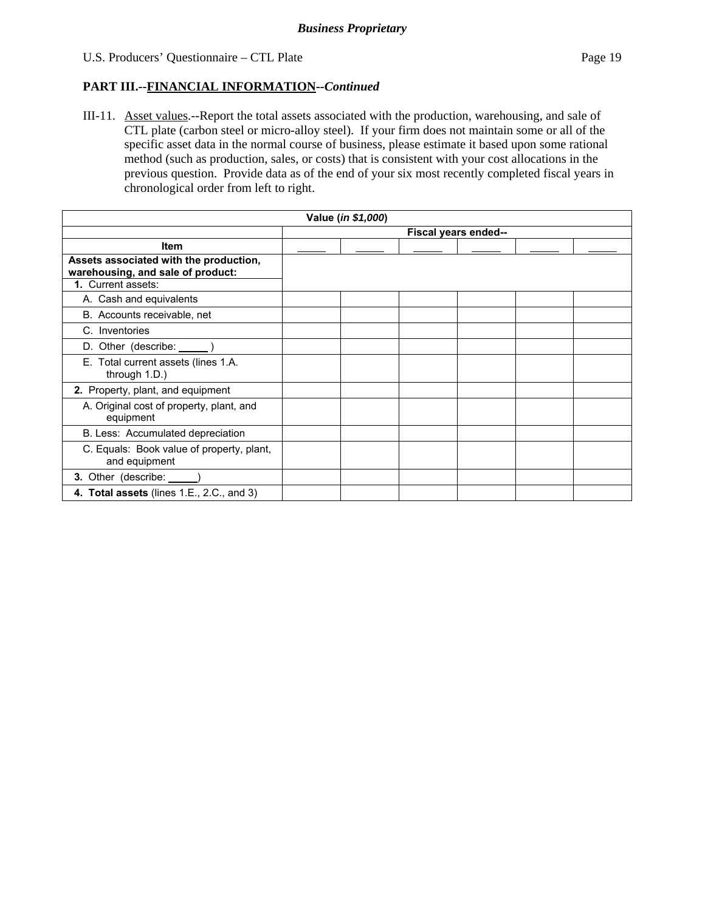**PART III.--FINANCIAL INFORMATION--*Continued***

III-11. Asset values.--Report the total assets associated with the production, warehousing, and sale of CTL plate (carbon steel or micro-alloy steel). If your firm does not maintain some or all of the specific asset data in the normal course of business, please estimate it based upon some rational method (such as production, sales, or costs) that is consistent with your cost allocations in the previous question. Provide data as of the end of your six most recently completed fiscal years in chronological order from left to right.

| Value (*in $1,000*) | | | | | | |
|---|---|---|---|---|---|---|
| | Fiscal years ended-- | | | | | |
| **Item** | _____ | _____ | _____ | _____ | _____ | _____ |
| **Assets associated with the production, warehousing, and sale of product:** | | | | | | |
| **1.** Current assets: | | | | | | |
| A. Cash and equivalents | | | | | | |
| B. Accounts receivable, net | | | | | | |
| C. Inventories | | | | | | |
| D. Other (describe: _____ ) | | | | | | |
| E. Total current assets (lines 1.A. through 1.D.) | | | | | | |
| **2.** Property, plant, and equipment | | | | | | |
| A. Original cost of property, plant, and equipment | | | | | | |
| B. Less: Accumulated depreciation | | | | | | |
| C. Equals: Book value of property, plant, and equipment | | | | | | |
| **3.** Other (describe: _____) | | | | | | |
| **4. Total assets** (lines 1.E., 2.C., and 3) | | | | | | |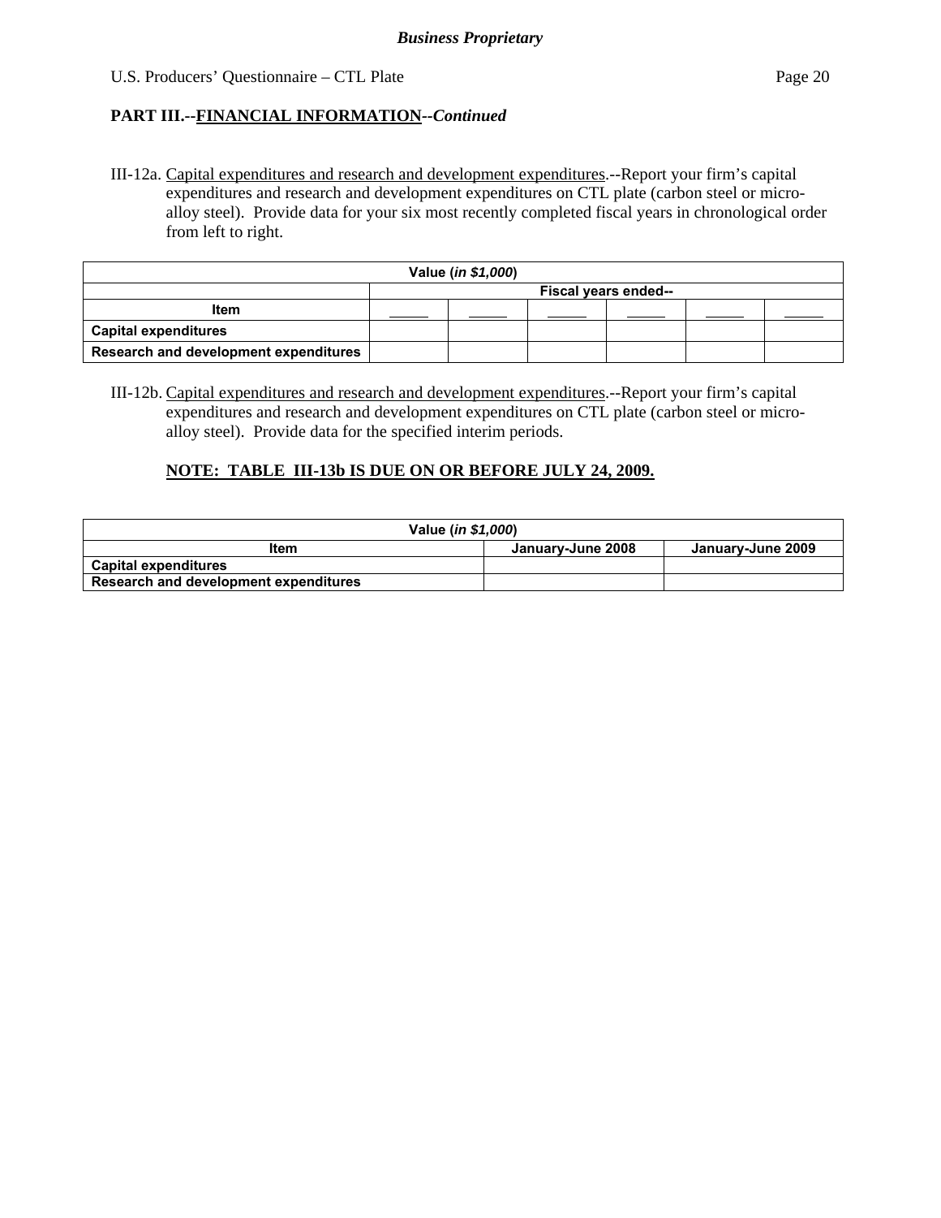**PART III.--FINANCIAL INFORMATION--*Continued***

III-12a. Capital expenditures and research and development expenditures.--Report your firm's capital expenditures and research and development expenditures on CTL plate (carbon steel or micro-alloy steel). Provide data for your six most recently completed fiscal years in chronological order from left to right.

| Value (*in $1,000*) | | | | | | |
|---|---|---|---|---|---|---|
| | Fiscal years ended-- | | | | | |
| Item | _____ | _____ | _____ | _____ | _____ | _____ |
| Capital expenditures | | | | | | |
| Research and development expenditures | | | | | | |

III-12b. Capital expenditures and research and development expenditures.--Report your firm's capital expenditures and research and development expenditures on CTL plate (carbon steel or micro-alloy steel). Provide data for the specified interim periods.

**NOTE: TABLE III-13b IS DUE ON OR BEFORE JULY 24, 2009.**

| Value (*in $1,000*) | | |
|---|---|---|
| Item | January-June 2008 | January-June 2009 |
| Capital expenditures | | |
| Research and development expenditures | | |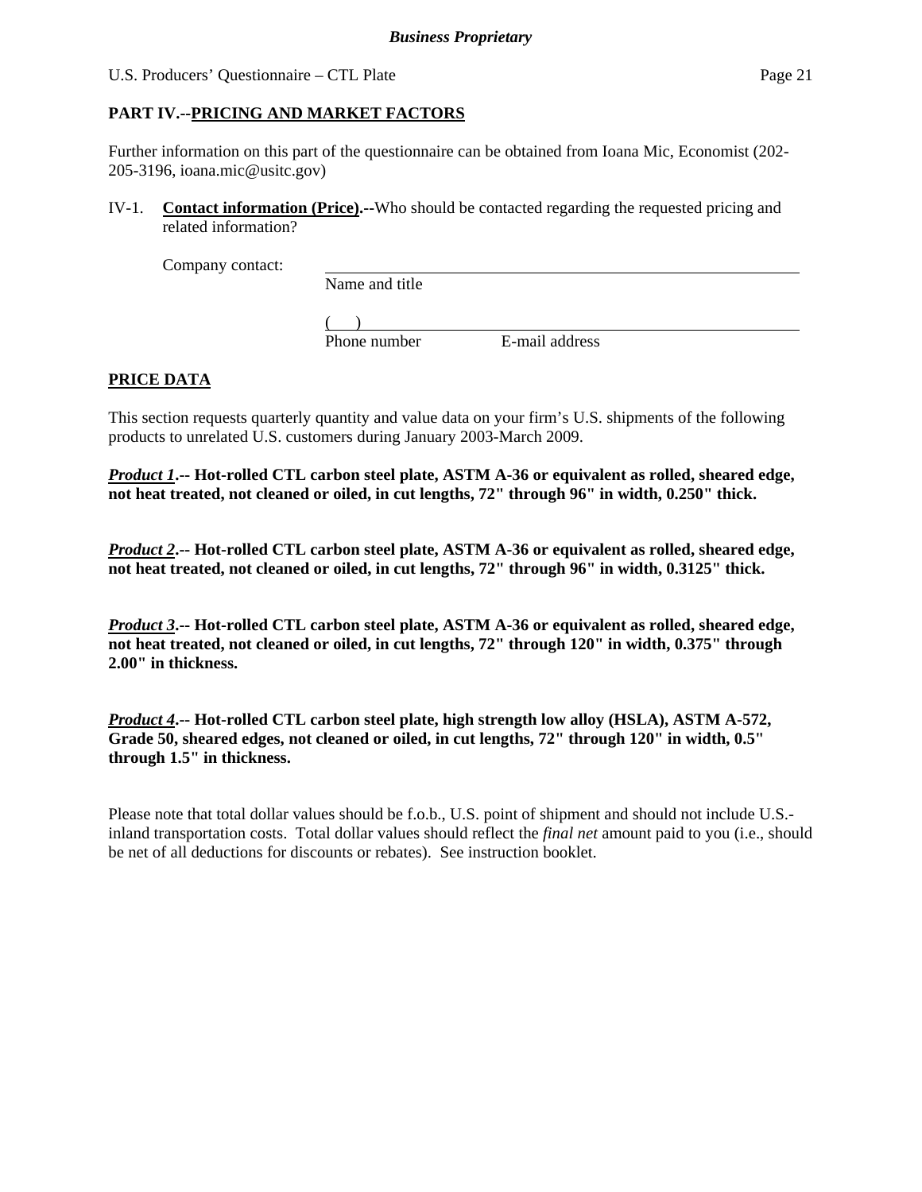## PART IV.--PRICING AND MARKET FACTORS

Further information on this part of the questionnaire can be obtained from Ioana Mic, Economist (202-205-3196, ioana.mic@usitc.gov)

IV-1. **Contact information (Price).--**Who should be contacted regarding the requested pricing and related information?

Company contact: ______________________________________________
Name and title

(     ) ______________________________________________
Phone number                    E-mail address

### PRICE DATA

This section requests quarterly quantity and value data on your firm's U.S. shipments of the following products to unrelated U.S. customers during January 2003-March 2009.

***Product 1*.-- Hot-rolled CTL carbon steel plate, ASTM A-36 or equivalent as rolled, sheared edge, not heat treated, not cleaned or oiled, in cut lengths, 72" through 96" in width, 0.250" thick.**

***Product 2*.-- Hot-rolled CTL carbon steel plate, ASTM A-36 or equivalent as rolled, sheared edge, not heat treated, not cleaned or oiled, in cut lengths, 72" through 96" in width, 0.3125" thick.**

***Product 3*.-- Hot-rolled CTL carbon steel plate, ASTM A-36 or equivalent as rolled, sheared edge, not heat treated, not cleaned or oiled, in cut lengths, 72" through 120" in width, 0.375" through 2.00" in thickness.**

***Product 4*.-- Hot-rolled CTL carbon steel plate, high strength low alloy (HSLA), ASTM A-572, Grade 50, sheared edges, not cleaned or oiled, in cut lengths, 72" through 120" in width, 0.5" through 1.5" in thickness.**

Please note that total dollar values should be f.o.b., U.S. point of shipment and should not include U.S.-inland transportation costs. Total dollar values should reflect the *final net* amount paid to you (i.e., should be net of all deductions for discounts or rebates). See instruction booklet.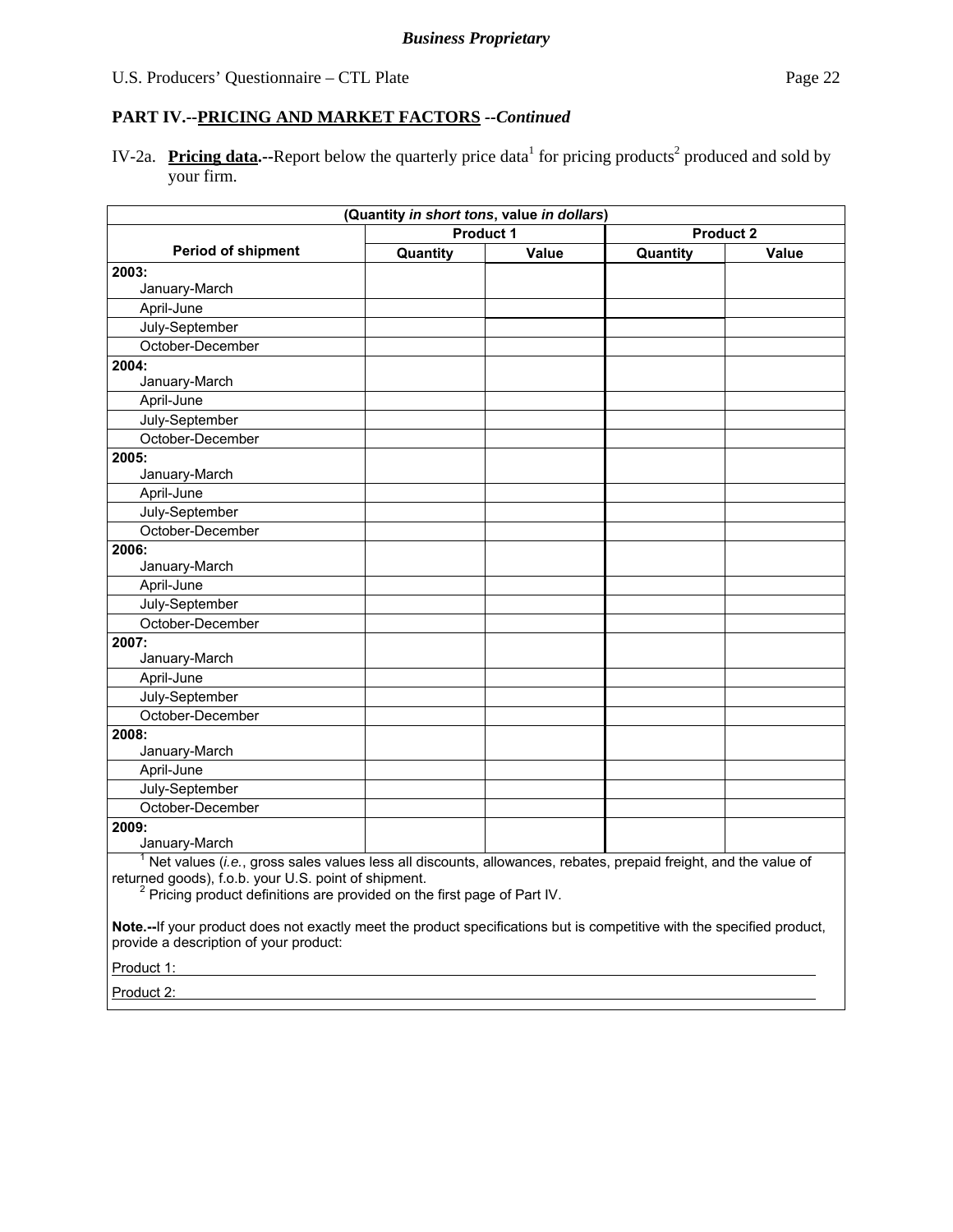**Business Proprietary**

## PART IV.--PRICING AND MARKET FACTORS --*Continued*

IV-2a. **Pricing data.--**Report below the quarterly price data[1] for pricing products[2] produced and sold by your firm.

| (Quantity *in short tons*, value *in dollars*) | | | | |
|---|---|---|---|---|
| **Period of shipment** | **Product 1** | | **Product 2** | |
| | **Quantity** | **Value** | **Quantity** | **Value** |
| **2003:** | | | | |
| January-March | | | | |
| April-June | | | | |
| July-September | | | | |
| October-December | | | | |
| **2004:** | | | | |
| January-March | | | | |
| April-June | | | | |
| July-September | | | | |
| October-December | | | | |
| **2005:** | | | | |
| January-March | | | | |
| April-June | | | | |
| July-September | | | | |
| October-December | | | | |
| **2006:** | | | | |
| January-March | | | | |
| April-June | | | | |
| July-September | | | | |
| October-December | | | | |
| **2007:** | | | | |
| January-March | | | | |
| April-June | | | | |
| July-September | | | | |
| October-December | | | | |
| **2008:** | | | | |
| January-March | | | | |
| April-June | | | | |
| July-September | | | | |
| October-December | | | | |
| **2009:** | | | | |
| January-March | | | | |

[1] Net values (*i.e.*, gross sales values less all discounts, allowances, rebates, prepaid freight, and the value of returned goods), f.o.b. your U.S. point of shipment.

[2] Pricing product definitions are provided on the first page of Part IV.

**Note.--**If your product does not exactly meet the product specifications but is competitive with the specified product, provide a description of your product:

Product 1: ____________________

Product 2: ____________________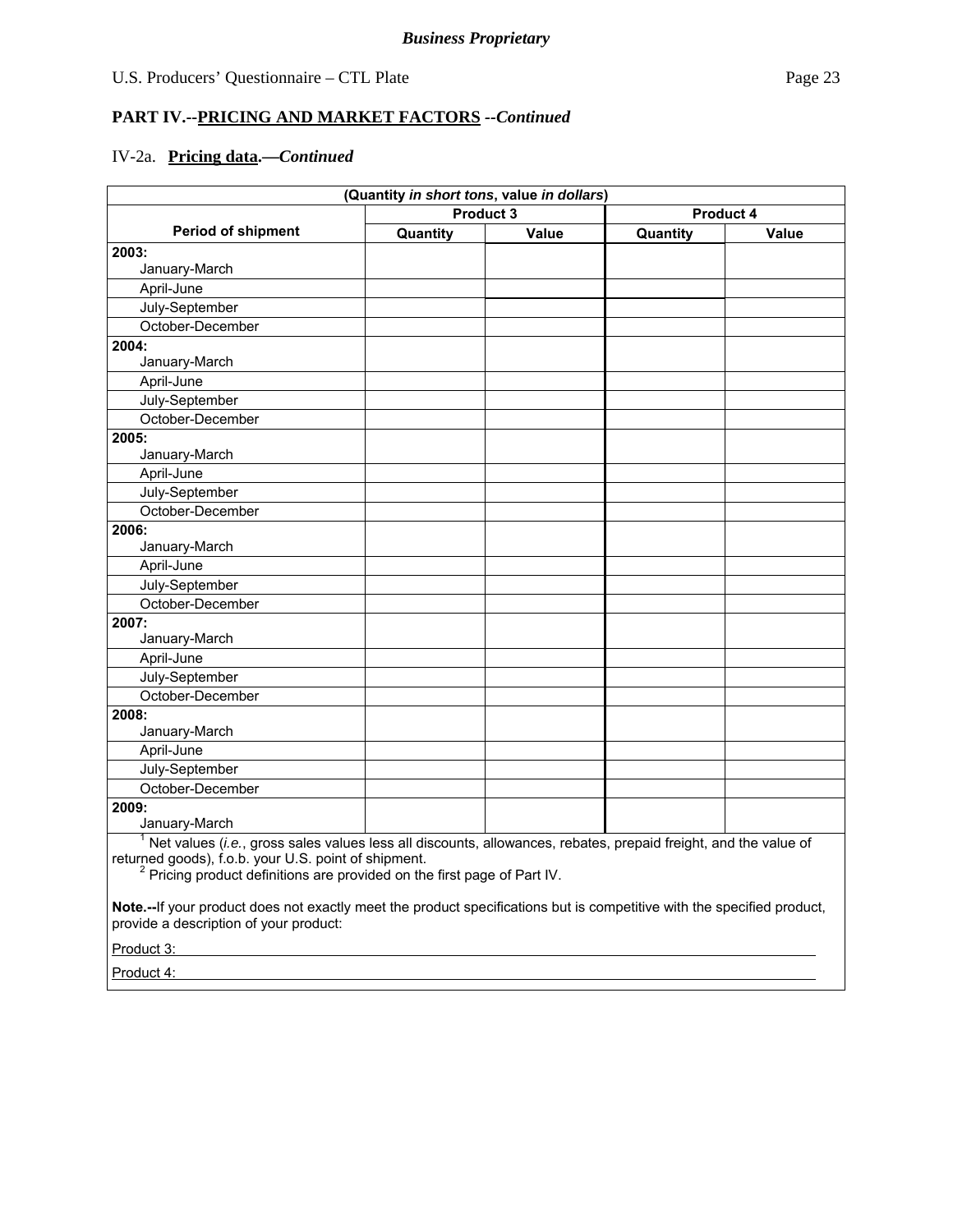*Business Proprietary*

U.S. Producers' Questionnaire – CTL Plate

## PART IV.--PRICING AND MARKET FACTORS --*Continued*

IV-2a. **Pricing data.—*Continued***

| (Quantity *in short tons*, value *in dollars*) | | | | |
|---|---|---|---|---|
| | Product 3 | | Product 4 | |
| **Period of shipment** | **Quantity** | **Value** | **Quantity** | **Value** |
| **2003:** January-March | | | | |
| April-June | | | | |
| July-September | | | | |
| October-December | | | | |
| **2004:** January-March | | | | |
| April-June | | | | |
| July-September | | | | |
| October-December | | | | |
| **2005:** January-March | | | | |
| April-June | | | | |
| July-September | | | | |
| October-December | | | | |
| **2006:** January-March | | | | |
| April-June | | | | |
| July-September | | | | |
| October-December | | | | |
| **2007:** January-March | | | | |
| April-June | | | | |
| July-September | | | | |
| October-December | | | | |
| **2008:** January-March | | | | |
| April-June | | | | |
| July-September | | | | |
| October-December | | | | |
| **2009:** January-March | | | | |

[1] Net values (*i.e.*, gross sales values less all discounts, allowances, rebates, prepaid freight, and the value of returned goods), f.o.b. your U.S. point of shipment.

[2] Pricing product definitions are provided on the first page of Part IV.

**Note.--**If your product does not exactly meet the product specifications but is competitive with the specified product, provide a description of your product:

Product 3: ______________________________

Product 4: ______________________________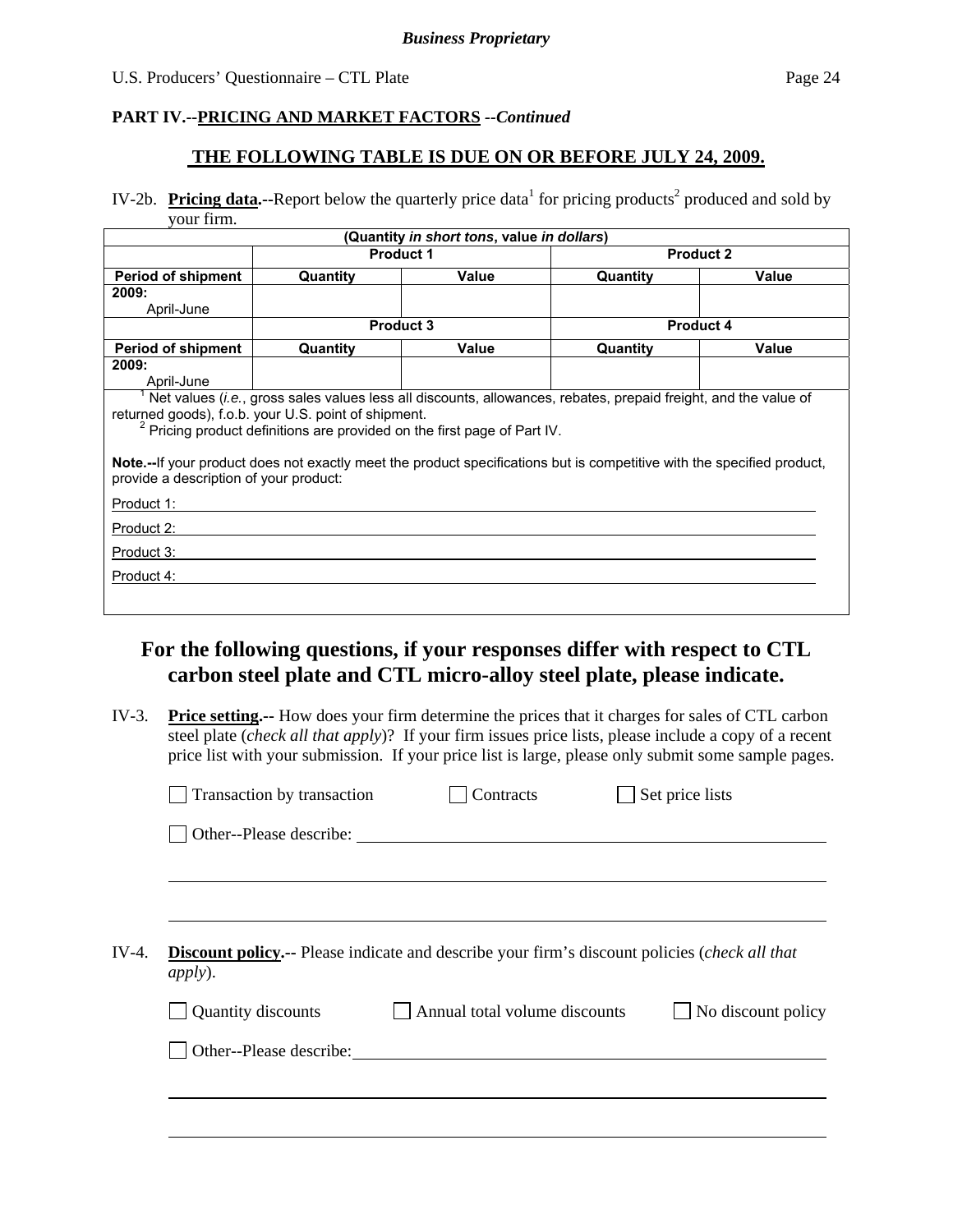**Business Proprietary**

**PART IV.--PRICING AND MARKET FACTORS --*Continued***

## THE FOLLOWING TABLE IS DUE ON OR BEFORE JULY 24, 2009.

IV-2b. **Pricing data.--**Report below the quarterly price data[1] for pricing products[2] produced and sold by your firm.

| (Quantity *in short tons*, value *in dollars*) | | | | |
|---|---|---|---|---|
| | Product 1 | | Product 2 | |
| **Period of shipment** | **Quantity** | **Value** | **Quantity** | **Value** |
| **2009:** April-June | | | | |
| | **Product 3** | | **Product 4** | |
| **Period of shipment** | **Quantity** | **Value** | **Quantity** | **Value** |
| **2009:** April-June | | | | |

[1] Net values (*i.e.*, gross sales values less all discounts, allowances, rebates, prepaid freight, and the value of returned goods), f.o.b. your U.S. point of shipment.
[2] Pricing product definitions are provided on the first page of Part IV.

**Note.--**If your product does not exactly meet the product specifications but is competitive with the specified product, provide a description of your product:

Product 1: ______________________________

Product 2: ______________________________

Product 3: ______________________________

Product 4: ______________________________

## For the following questions, if your responses differ with respect to CTL carbon steel plate and CTL micro-alloy steel plate, please indicate.

IV-3. **Price setting.--** How does your firm determine the prices that it charges for sales of CTL carbon steel plate (*check all that apply*)? If your firm issues price lists, please include a copy of a recent price list with your submission. If your price list is large, please only submit some sample pages.

☐ Transaction by transaction ☐ Contracts ☐ Set price lists

☐ Other--Please describe: ______________________________

______________________________

______________________________

IV-4. **Discount policy.--** Please indicate and describe your firm's discount policies (*check all that apply*).

☐ Quantity discounts ☐ Annual total volume discounts ☐ No discount policy

☐ Other--Please describe: ______________________________

______________________________

______________________________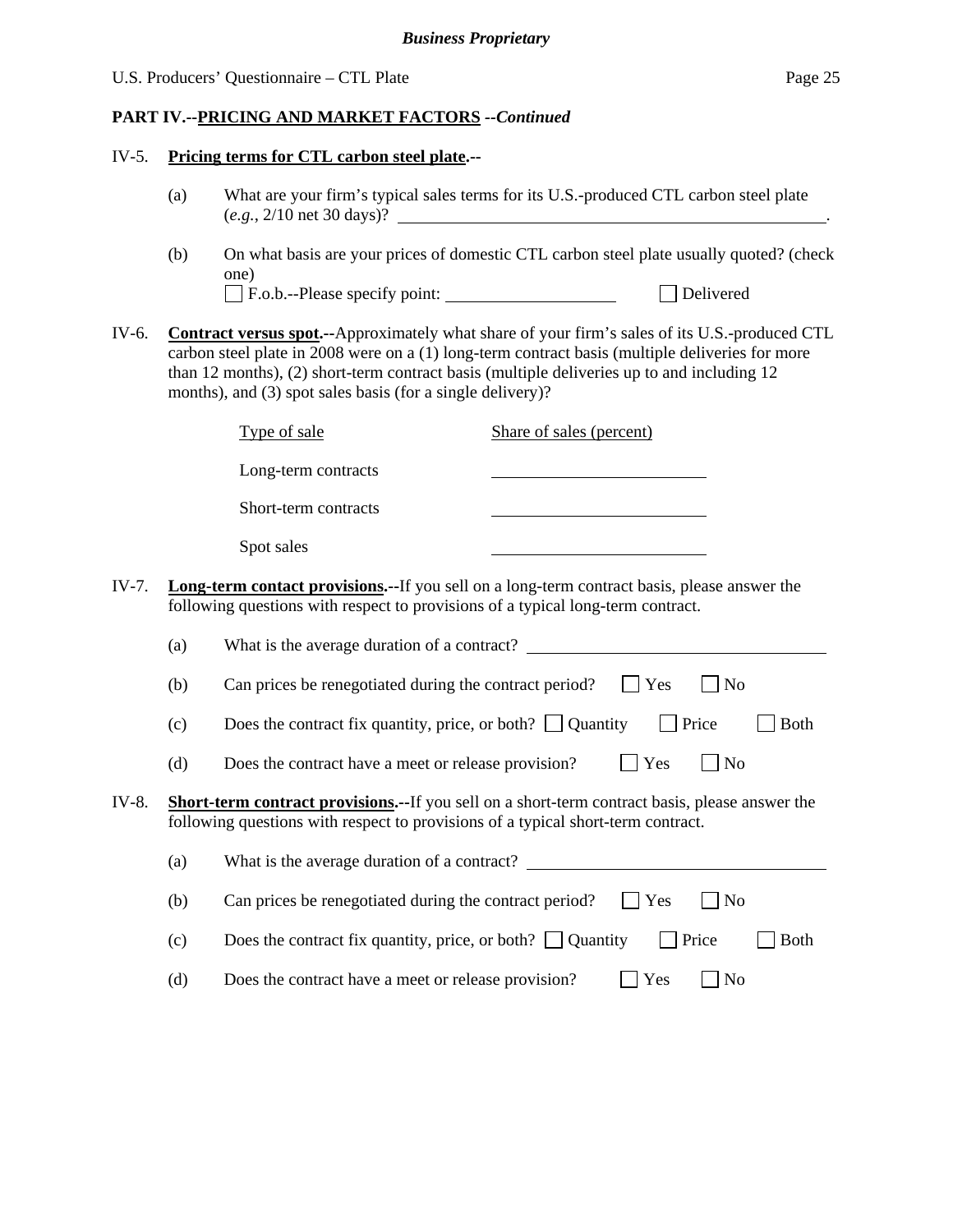**Business Proprietary**

**PART IV.--PRICING AND MARKET FACTORS** *--Continued*

IV-5. **Pricing terms for CTL carbon steel plate.--**

(a) What are your firm's typical sales terms for its U.S.-produced CTL carbon steel plate (*e.g.*, 2/10 net 30 days)? ______________________________.

(b) On what basis are your prices of domestic CTL carbon steel plate usually quoted? (check one)
☐ F.o.b.--Please specify point: ____________________ ☐ Delivered

IV-6. **Contract versus spot.--**Approximately what share of your firm's sales of its U.S.-produced CTL carbon steel plate in 2008 were on a (1) long-term contract basis (multiple deliveries for more than 12 months), (2) short-term contract basis (multiple deliveries up to and including 12 months), and (3) spot sales basis (for a single delivery)?

| Type of sale | Share of sales (percent) |
|---|---|
| Long-term contracts | ______________ |
| Short-term contracts | ______________ |
| Spot sales | ______________ |

IV-7. **Long-term contact provisions.--**If you sell on a long-term contract basis, please answer the following questions with respect to provisions of a typical long-term contract.

(a) What is the average duration of a contract? ______________________________

(b) Can prices be renegotiated during the contract period? ☐ Yes ☐ No

(c) Does the contract fix quantity, price, or both? ☐ Quantity ☐ Price ☐ Both

(d) Does the contract have a meet or release provision? ☐ Yes ☐ No

IV-8. **Short-term contract provisions.--**If you sell on a short-term contract basis, please answer the following questions with respect to provisions of a typical short-term contract.

(a) What is the average duration of a contract? ______________________________

(b) Can prices be renegotiated during the contract period? ☐ Yes ☐ No

(c) Does the contract fix quantity, price, or both? ☐ Quantity ☐ Price ☐ Both

(d) Does the contract have a meet or release provision? ☐ Yes ☐ No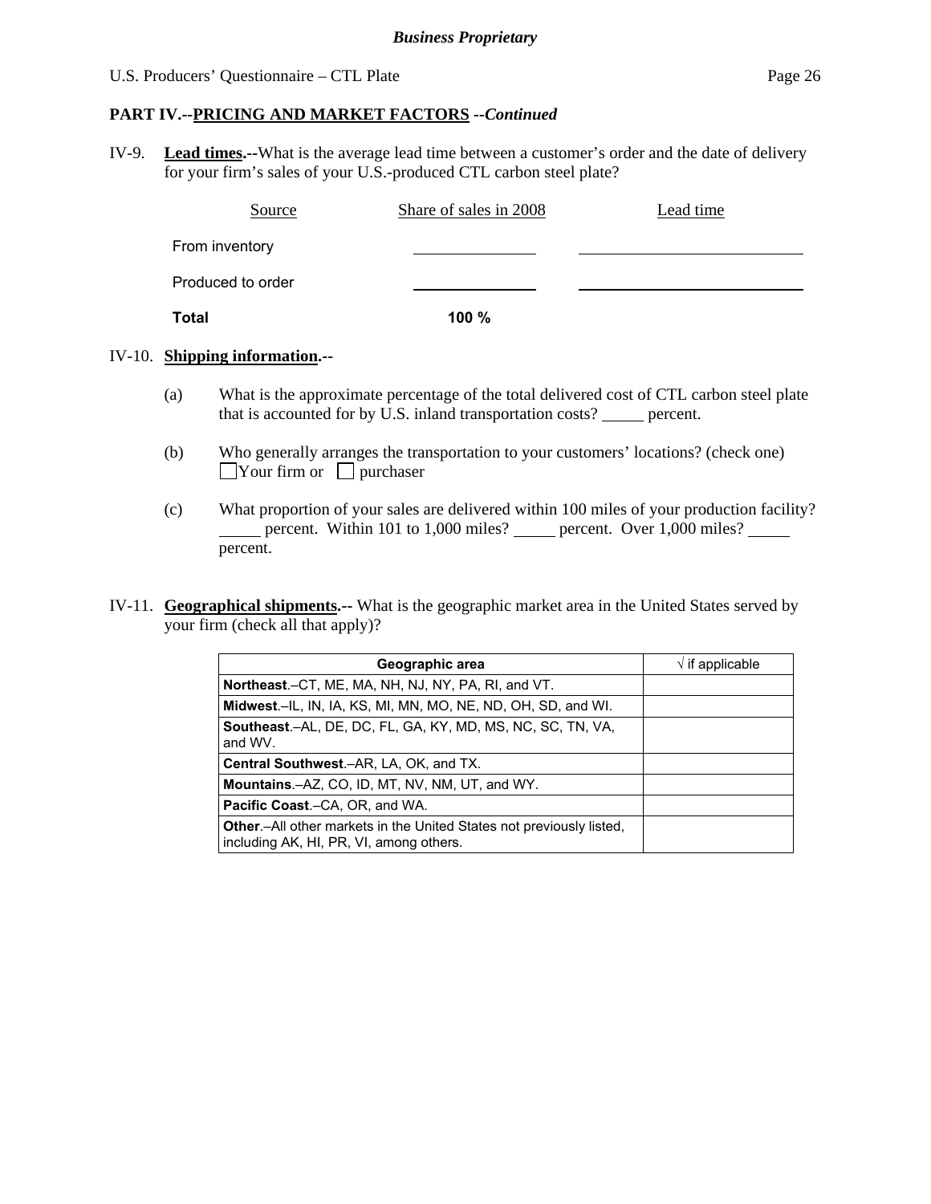**PART IV.--PRICING AND MARKET FACTORS** *--Continued*

IV-9. **Lead times.--**What is the average lead time between a customer's order and the date of delivery for your firm's sales of your U.S.-produced CTL carbon steel plate?

| Source | Share of sales in 2008 | Lead time |
|---|---|---|
| From inventory | ______ | ______ |
| Produced to order | ______ | ______ |
| **Total** | **100 %** | |

IV-10. **Shipping information.--**

(a) What is the approximate percentage of the total delivered cost of CTL carbon steel plate that is accounted for by U.S. inland transportation costs? _____ percent.

(b) Who generally arranges the transportation to your customers' locations? (check one)
☐ Your firm or ☐ purchaser

(c) What proportion of your sales are delivered within 100 miles of your production facility? _____ percent. Within 101 to 1,000 miles? _____ percent. Over 1,000 miles? _____ percent.

IV-11. **Geographical shipments.--** What is the geographic market area in the United States served by your firm (check all that apply)?

| Geographic area | √ if applicable |
|---|---|
| **Northeast**.–CT, ME, MA, NH, NJ, NY, PA, RI, and VT. | |
| **Midwest**.–IL, IN, IA, KS, MI, MN, MO, NE, ND, OH, SD, and WI. | |
| **Southeast**.–AL, DE, DC, FL, GA, KY, MD, MS, NC, SC, TN, VA, and WV. | |
| **Central Southwest**.–AR, LA, OK, and TX. | |
| **Mountains**.–AZ, CO, ID, MT, NV, NM, UT, and WY. | |
| **Pacific Coast**.–CA, OR, and WA. | |
| **Other**.–All other markets in the United States not previously listed, including AK, HI, PR, VI, among others. | |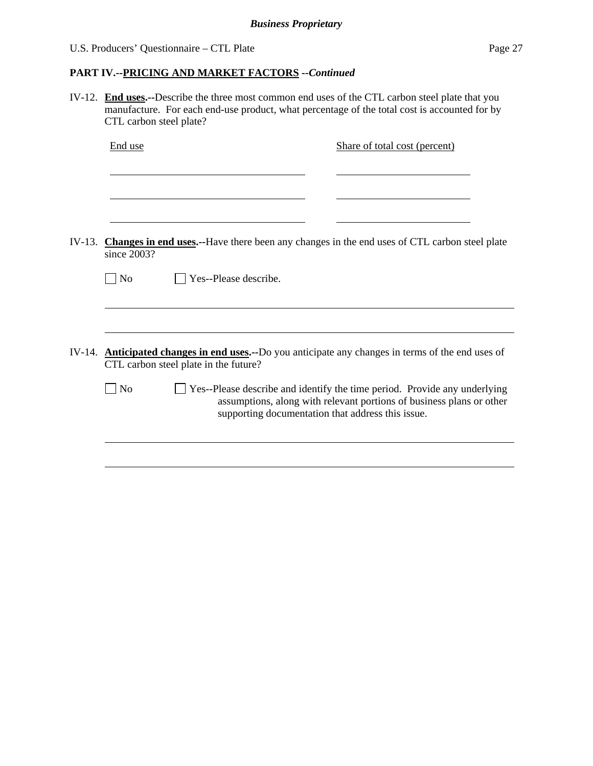**PART IV.--PRICING AND MARKET FACTORS** ***--Continued***

IV-12. **End uses.--**Describe the three most common end uses of the CTL carbon steel plate that you manufacture. For each end-use product, what percentage of the total cost is accounted for by CTL carbon steel plate?

| End use | Share of total cost (percent) |
|---|---|
| | |
| | |
| | |

IV-13. **Changes in end uses.--**Have there been any changes in the end uses of CTL carbon steel plate since 2003?

☐ No ☐ Yes--Please describe.

_______________________________________________

_______________________________________________

IV-14. **Anticipated changes in end uses.--**Do you anticipate any changes in terms of the end uses of CTL carbon steel plate in the future?

☐ No ☐ Yes--Please describe and identify the time period. Provide any underlying assumptions, along with relevant portions of business plans or other supporting documentation that address this issue.

_______________________________________________

_______________________________________________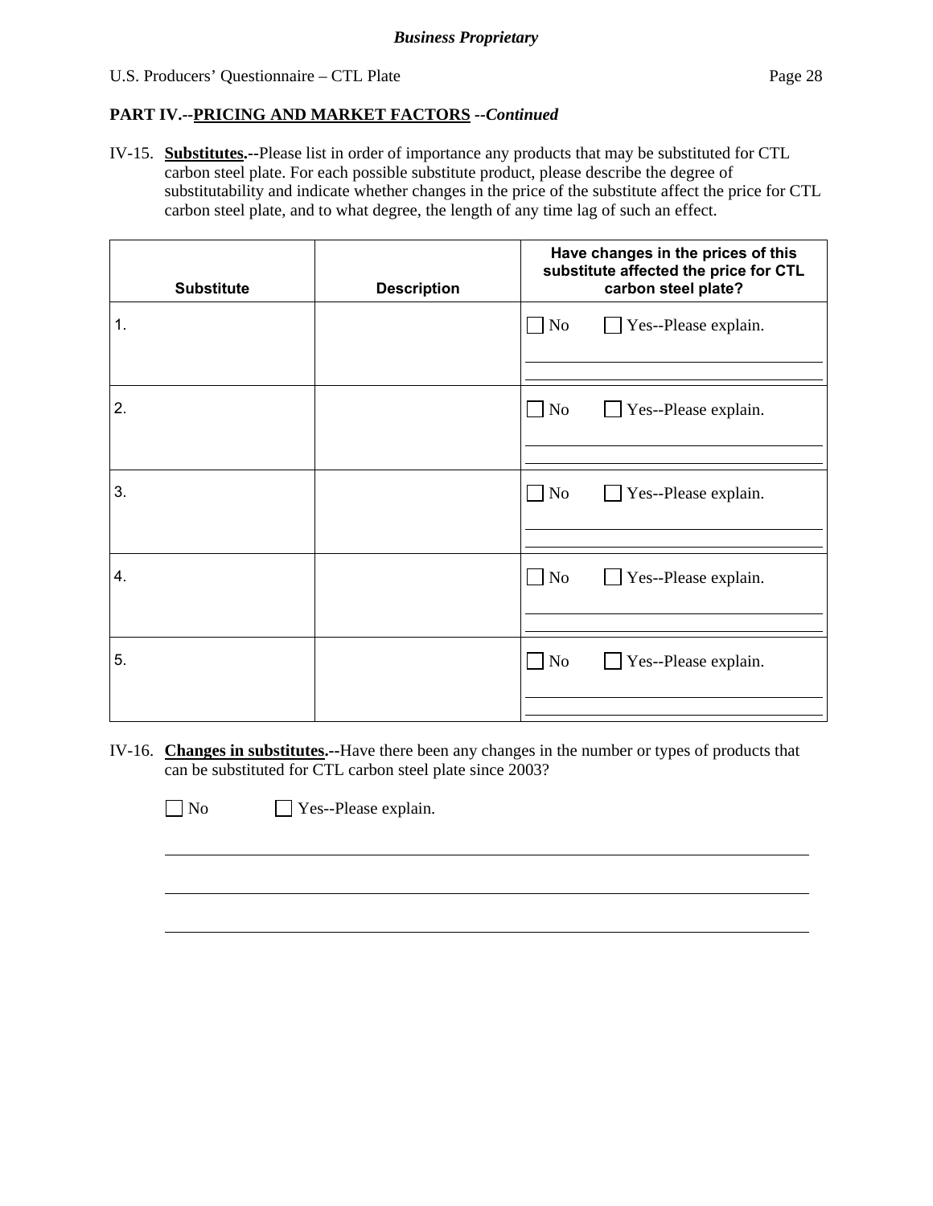**PART IV.--PRICING AND MARKET FACTORS** *--Continued*

IV-15. **Substitutes.--**Please list in order of importance any products that may be substituted for CTL carbon steel plate. For each possible substitute product, please describe the degree of substitutability and indicate whether changes in the price of the substitute affect the price for CTL carbon steel plate, and to what degree, the length of any time lag of such an effect.

| Substitute | Description | Have changes in the prices of this substitute affected the price for CTL carbon steel plate? |
|---|---|---|
| 1. | | ☐ No ☐ Yes--Please explain. ______________________ |
| 2. | | ☐ No ☐ Yes--Please explain. ______________________ |
| 3. | | ☐ No ☐ Yes--Please explain. ______________________ |
| 4. | | ☐ No ☐ Yes--Please explain. ______________________ |
| 5. | | ☐ No ☐ Yes--Please explain. ______________________ |

IV-16. **Changes in substitutes.--**Have there been any changes in the number or types of products that can be substituted for CTL carbon steel plate since 2003?

☐ No ☐ Yes--Please explain.

______________________________________________________________________

______________________________________________________________________

______________________________________________________________________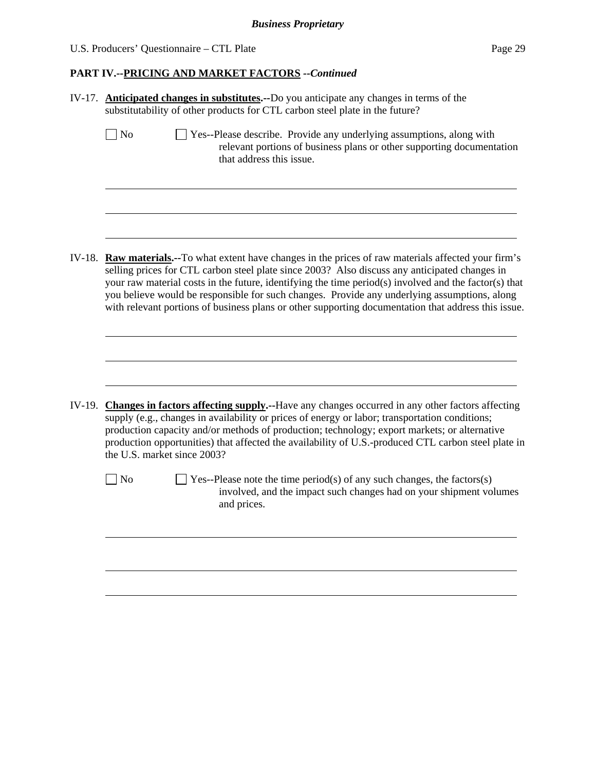**PART IV.--PRICING AND MARKET FACTORS --*Continued***

IV-17. **Anticipated changes in substitutes.--**Do you anticipate any changes in terms of the substitutability of other products for CTL carbon steel plate in the future?

☐ No ☐ Yes--Please describe. Provide any underlying assumptions, along with relevant portions of business plans or other supporting documentation that address this issue.

IV-18. **Raw materials.--**To what extent have changes in the prices of raw materials affected your firm's selling prices for CTL carbon steel plate since 2003? Also discuss any anticipated changes in your raw material costs in the future, identifying the time period(s) involved and the factor(s) that you believe would be responsible for such changes. Provide any underlying assumptions, along with relevant portions of business plans or other supporting documentation that address this issue.

IV-19. **Changes in factors affecting supply.--**Have any changes occurred in any other factors affecting supply (e.g., changes in availability or prices of energy or labor; transportation conditions; production capacity and/or methods of production; technology; export markets; or alternative production opportunities) that affected the availability of U.S.-produced CTL carbon steel plate in the U.S. market since 2003?

☐ No ☐ Yes--Please note the time period(s) of any such changes, the factors(s) involved, and the impact such changes had on your shipment volumes and prices.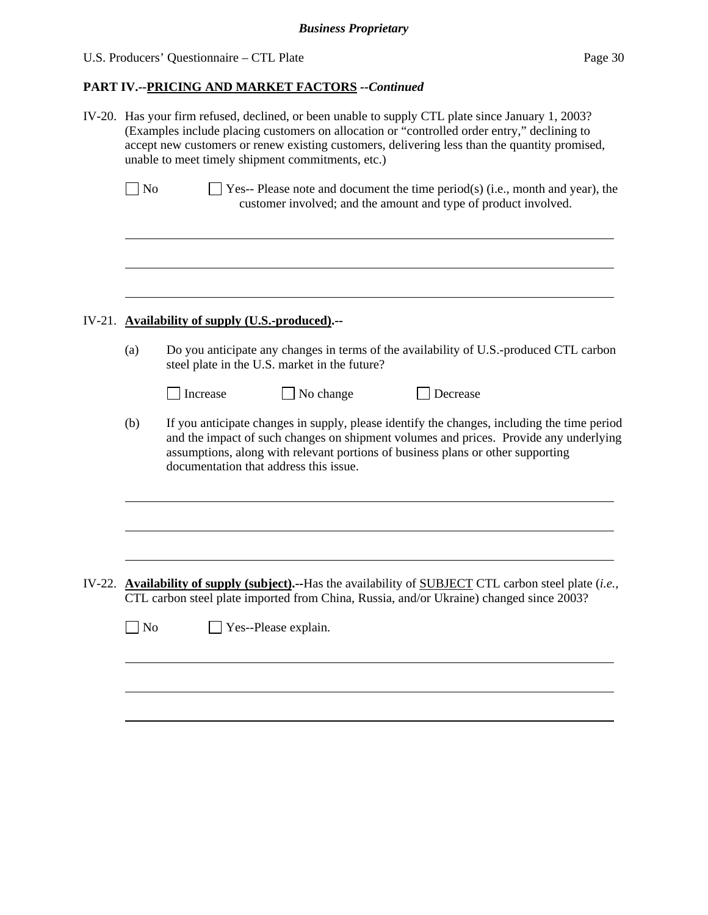## PART IV.--PRICING AND MARKET FACTORS --*Continued*

IV-20. Has your firm refused, declined, or been unable to supply CTL plate since January 1, 2003? (Examples include placing customers on allocation or "controlled order entry," declining to accept new customers or renew existing customers, delivering less than the quantity promised, unable to meet timely shipment commitments, etc.)

☐ No ☐ Yes-- Please note and document the time period(s) (i.e., month and year), the customer involved; and the amount and type of product involved.

\_\_\_\_\_\_\_\_\_\_\_\_\_\_\_\_\_\_\_\_\_\_\_\_\_\_\_\_\_\_\_\_\_\_\_\_\_\_\_\_\_\_\_\_\_\_\_\_\_\_\_\_\_\_\_\_\_\_\_\_

\_\_\_\_\_\_\_\_\_\_\_\_\_\_\_\_\_\_\_\_\_\_\_\_\_\_\_\_\_\_\_\_\_\_\_\_\_\_\_\_\_\_\_\_\_\_\_\_\_\_\_\_\_\_\_\_\_\_\_\_

\_\_\_\_\_\_\_\_\_\_\_\_\_\_\_\_\_\_\_\_\_\_\_\_\_\_\_\_\_\_\_\_\_\_\_\_\_\_\_\_\_\_\_\_\_\_\_\_\_\_\_\_\_\_\_\_\_\_\_\_

IV-21. **Availability of supply (U.S.-produced).--**

(a) Do you anticipate any changes in terms of the availability of U.S.-produced CTL carbon steel plate in the U.S. market in the future?

☐ Increase ☐ No change ☐ Decrease

(b) If you anticipate changes in supply, please identify the changes, including the time period and the impact of such changes on shipment volumes and prices. Provide any underlying assumptions, along with relevant portions of business plans or other supporting documentation that address this issue.

\_\_\_\_\_\_\_\_\_\_\_\_\_\_\_\_\_\_\_\_\_\_\_\_\_\_\_\_\_\_\_\_\_\_\_\_\_\_\_\_\_\_\_\_\_\_\_\_\_\_\_\_\_\_\_\_\_\_\_\_

\_\_\_\_\_\_\_\_\_\_\_\_\_\_\_\_\_\_\_\_\_\_\_\_\_\_\_\_\_\_\_\_\_\_\_\_\_\_\_\_\_\_\_\_\_\_\_\_\_\_\_\_\_\_\_\_\_\_\_\_

\_\_\_\_\_\_\_\_\_\_\_\_\_\_\_\_\_\_\_\_\_\_\_\_\_\_\_\_\_\_\_\_\_\_\_\_\_\_\_\_\_\_\_\_\_\_\_\_\_\_\_\_\_\_\_\_\_\_\_\_

IV-22. **Availability of supply (subject).--**Has the availability of SUBJECT CTL carbon steel plate (*i.e.*, CTL carbon steel plate imported from China, Russia, and/or Ukraine) changed since 2003?

☐ No ☐ Yes--Please explain.

\_\_\_\_\_\_\_\_\_\_\_\_\_\_\_\_\_\_\_\_\_\_\_\_\_\_\_\_\_\_\_\_\_\_\_\_\_\_\_\_\_\_\_\_\_\_\_\_\_\_\_\_\_\_\_\_\_\_\_\_

\_\_\_\_\_\_\_\_\_\_\_\_\_\_\_\_\_\_\_\_\_\_\_\_\_\_\_\_\_\_\_\_\_\_\_\_\_\_\_\_\_\_\_\_\_\_\_\_\_\_\_\_\_\_\_\_\_\_\_\_

\_\_\_\_\_\_\_\_\_\_\_\_\_\_\_\_\_\_\_\_\_\_\_\_\_\_\_\_\_\_\_\_\_\_\_\_\_\_\_\_\_\_\_\_\_\_\_\_\_\_\_\_\_\_\_\_\_\_\_\_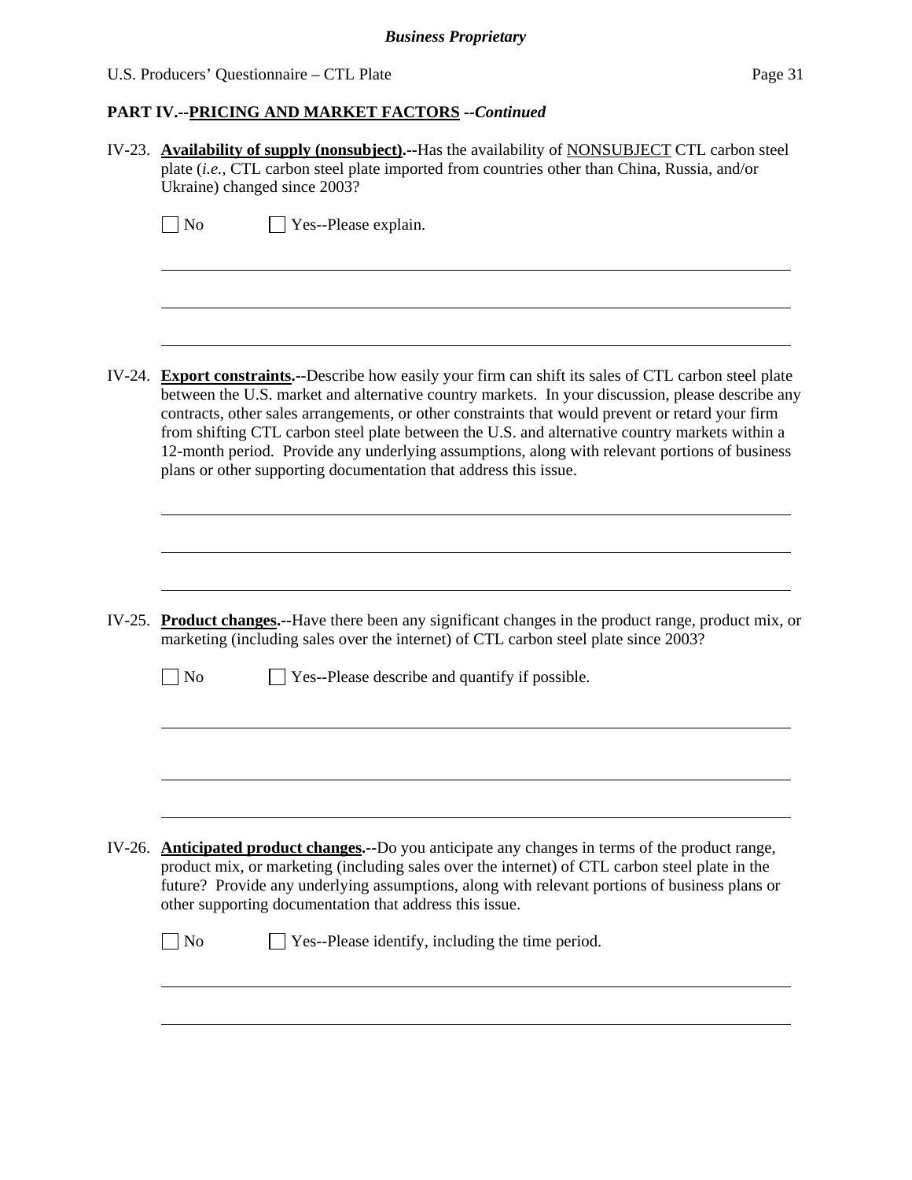**PART IV.--PRICING AND MARKET FACTORS** ***--Continued***

IV-23. **Availability of supply (nonsubject).--**Has the availability of NONSUBJECT CTL carbon steel plate (*i.e.*, CTL carbon steel plate imported from countries other than China, Russia, and/or Ukraine) changed since 2003?

☐ No ☐ Yes--Please explain.

IV-24. **Export constraints.--**Describe how easily your firm can shift its sales of CTL carbon steel plate between the U.S. market and alternative country markets. In your discussion, please describe any contracts, other sales arrangements, or other constraints that would prevent or retard your firm from shifting CTL carbon steel plate between the U.S. and alternative country markets within a 12-month period. Provide any underlying assumptions, along with relevant portions of business plans or other supporting documentation that address this issue.

IV-25. **Product changes.--**Have there been any significant changes in the product range, product mix, or marketing (including sales over the internet) of CTL carbon steel plate since 2003?

☐ No ☐ Yes--Please describe and quantify if possible.

IV-26. **Anticipated product changes.--**Do you anticipate any changes in terms of the product range, product mix, or marketing (including sales over the internet) of CTL carbon steel plate in the future? Provide any underlying assumptions, along with relevant portions of business plans or other supporting documentation that address this issue.

☐ No ☐ Yes--Please identify, including the time period.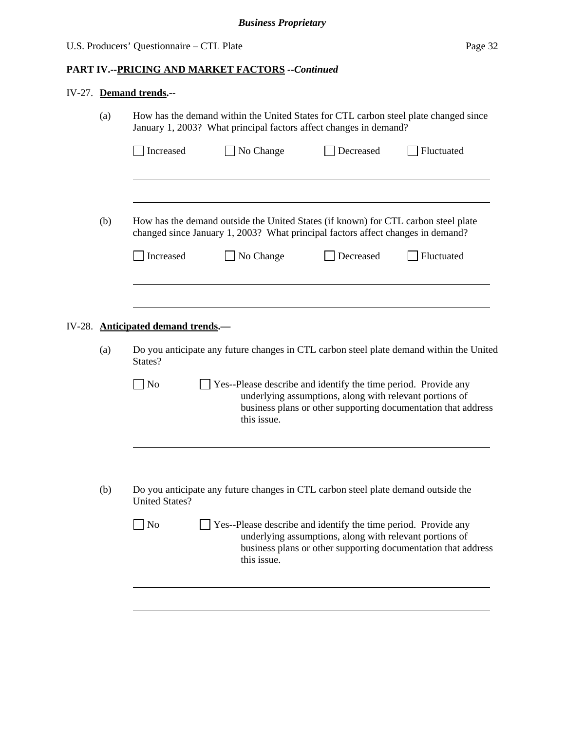**PART IV.--PRICING AND MARKET FACTORS** *--Continued*

IV-27. **Demand trends.**--

(a) How has the demand within the United States for CTL carbon steel plate changed since January 1, 2003? What principal factors affect changes in demand?

☐ Increased ☐ No Change ☐ Decreased ☐ Fluctuated

\_\_\_\_\_\_\_\_\_\_\_\_\_\_\_\_\_\_\_\_\_\_\_\_\_\_\_\_\_\_\_\_\_\_\_\_\_\_\_\_\_\_\_\_\_\_\_\_\_\_\_\_\_\_\_\_\_\_\_\_\_\_\_\_\_\_\_\_\_\_\_\_

\_\_\_\_\_\_\_\_\_\_\_\_\_\_\_\_\_\_\_\_\_\_\_\_\_\_\_\_\_\_\_\_\_\_\_\_\_\_\_\_\_\_\_\_\_\_\_\_\_\_\_\_\_\_\_\_\_\_\_\_\_\_\_\_\_\_\_\_\_\_\_\_

(b) How has the demand outside the United States (if known) for CTL carbon steel plate changed since January 1, 2003? What principal factors affect changes in demand?

☐ Increased ☐ No Change ☐ Decreased ☐ Fluctuated

\_\_\_\_\_\_\_\_\_\_\_\_\_\_\_\_\_\_\_\_\_\_\_\_\_\_\_\_\_\_\_\_\_\_\_\_\_\_\_\_\_\_\_\_\_\_\_\_\_\_\_\_\_\_\_\_\_\_\_\_\_\_\_\_\_\_\_\_\_\_\_\_

\_\_\_\_\_\_\_\_\_\_\_\_\_\_\_\_\_\_\_\_\_\_\_\_\_\_\_\_\_\_\_\_\_\_\_\_\_\_\_\_\_\_\_\_\_\_\_\_\_\_\_\_\_\_\_\_\_\_\_\_\_\_\_\_\_\_\_\_\_\_\_\_

IV-28. **Anticipated demand trends.**—

(a) Do you anticipate any future changes in CTL carbon steel plate demand within the United States?

☐ No ☐ Yes--Please describe and identify the time period. Provide any underlying assumptions, along with relevant portions of business plans or other supporting documentation that address this issue.

\_\_\_\_\_\_\_\_\_\_\_\_\_\_\_\_\_\_\_\_\_\_\_\_\_\_\_\_\_\_\_\_\_\_\_\_\_\_\_\_\_\_\_\_\_\_\_\_\_\_\_\_\_\_\_\_\_\_\_\_\_\_\_\_\_\_\_\_\_\_\_\_

\_\_\_\_\_\_\_\_\_\_\_\_\_\_\_\_\_\_\_\_\_\_\_\_\_\_\_\_\_\_\_\_\_\_\_\_\_\_\_\_\_\_\_\_\_\_\_\_\_\_\_\_\_\_\_\_\_\_\_\_\_\_\_\_\_\_\_\_\_\_\_\_

(b) Do you anticipate any future changes in CTL carbon steel plate demand outside the United States?

☐ No ☐ Yes--Please describe and identify the time period. Provide any underlying assumptions, along with relevant portions of business plans or other supporting documentation that address this issue.

\_\_\_\_\_\_\_\_\_\_\_\_\_\_\_\_\_\_\_\_\_\_\_\_\_\_\_\_\_\_\_\_\_\_\_\_\_\_\_\_\_\_\_\_\_\_\_\_\_\_\_\_\_\_\_\_\_\_\_\_\_\_\_\_\_\_\_\_\_\_\_\_

\_\_\_\_\_\_\_\_\_\_\_\_\_\_\_\_\_\_\_\_\_\_\_\_\_\_\_\_\_\_\_\_\_\_\_\_\_\_\_\_\_\_\_\_\_\_\_\_\_\_\_\_\_\_\_\_\_\_\_\_\_\_\_\_\_\_\_\_\_\_\_\_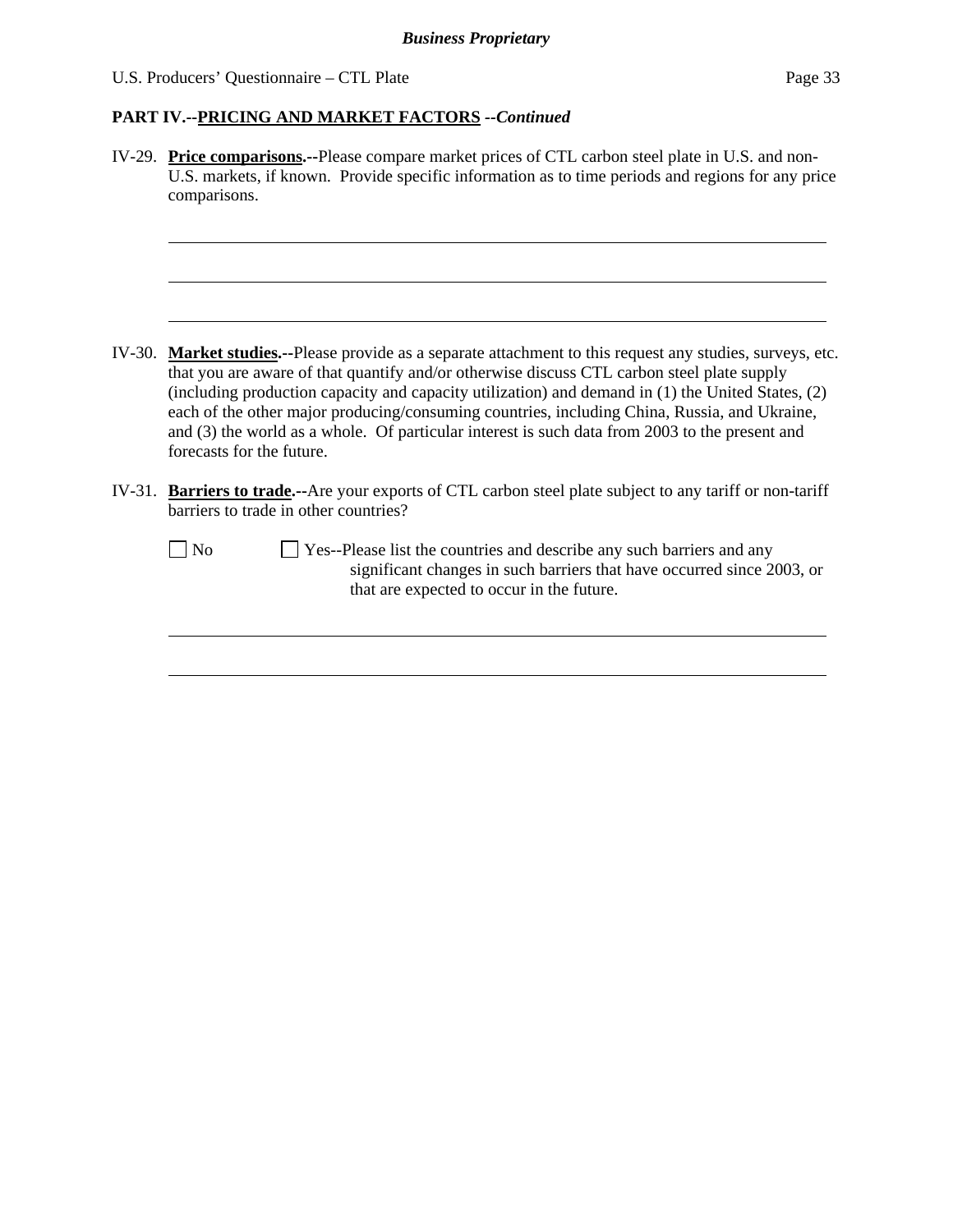**PART IV.--PRICING AND MARKET FACTORS** ***--Continued***

IV-29. **Price comparisons.--**Please compare market prices of CTL carbon steel plate in U.S. and non-U.S. markets, if known. Provide specific information as to time periods and regions for any price comparisons.

______________________________________________________________________

______________________________________________________________________

______________________________________________________________________

IV-30. **Market studies.--**Please provide as a separate attachment to this request any studies, surveys, etc. that you are aware of that quantify and/or otherwise discuss CTL carbon steel plate supply (including production capacity and capacity utilization) and demand in (1) the United States, (2) each of the other major producing/consuming countries, including China, Russia, and Ukraine, and (3) the world as a whole. Of particular interest is such data from 2003 to the present and forecasts for the future.

IV-31. **Barriers to trade.--**Are your exports of CTL carbon steel plate subject to any tariff or non-tariff barriers to trade in other countries?

☐ No ☐ Yes--Please list the countries and describe any such barriers and any significant changes in such barriers that have occurred since 2003, or that are expected to occur in the future.

______________________________________________________________________

______________________________________________________________________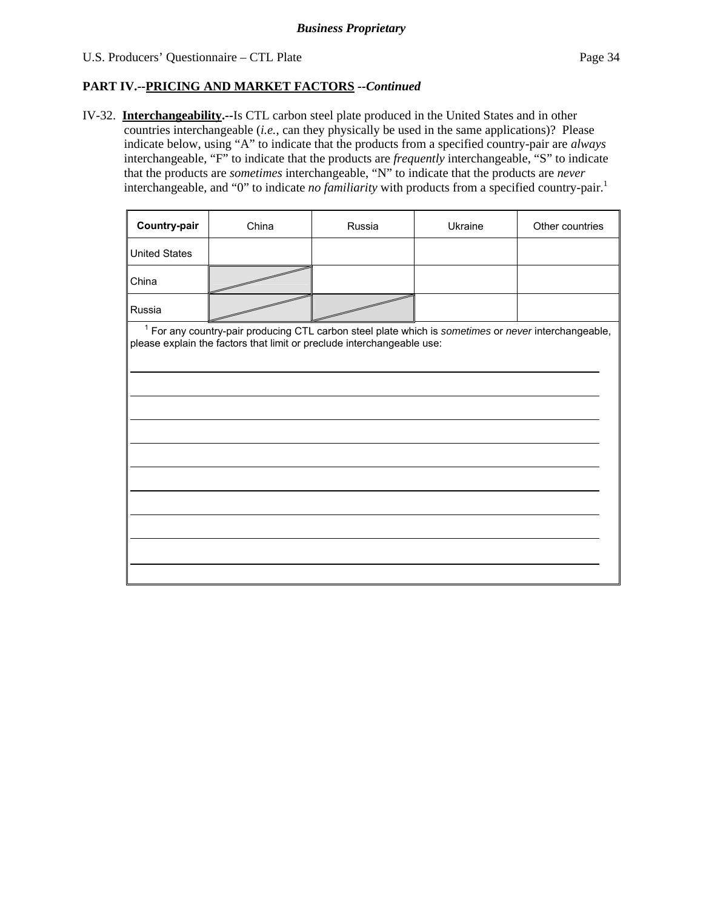**Business Proprietary**

U.S. Producers' Questionnaire – CTL Plate

## PART IV.--PRICING AND MARKET FACTORS --*Continued*

IV-32. **Interchangeability.--**Is CTL carbon steel plate produced in the United States and in other countries interchangeable (*i.e.*, can they physically be used in the same applications)? Please indicate below, using "A" to indicate that the products from a specified country-pair are *always* interchangeable, "F" to indicate that the products are *frequently* interchangeable, "S" to indicate that the products are *sometimes* interchangeable, "N" to indicate that the products are *never* interchangeable, and "0" to indicate *no familiarity* with products from a specified country-pair.[1]

| Country-pair | China | Russia | Ukraine | Other countries |
|---|---|---|---|---|
| United States | | | | |
| China | | | | |
| Russia | | | | |

[1] For any country-pair producing CTL carbon steel plate which is *sometimes* or *never* interchangeable, please explain the factors that limit or preclude interchangeable use:

______________________________________________________________________

______________________________________________________________________

______________________________________________________________________

______________________________________________________________________

______________________________________________________________________

______________________________________________________________________

______________________________________________________________________

______________________________________________________________________

______________________________________________________________________

______________________________________________________________________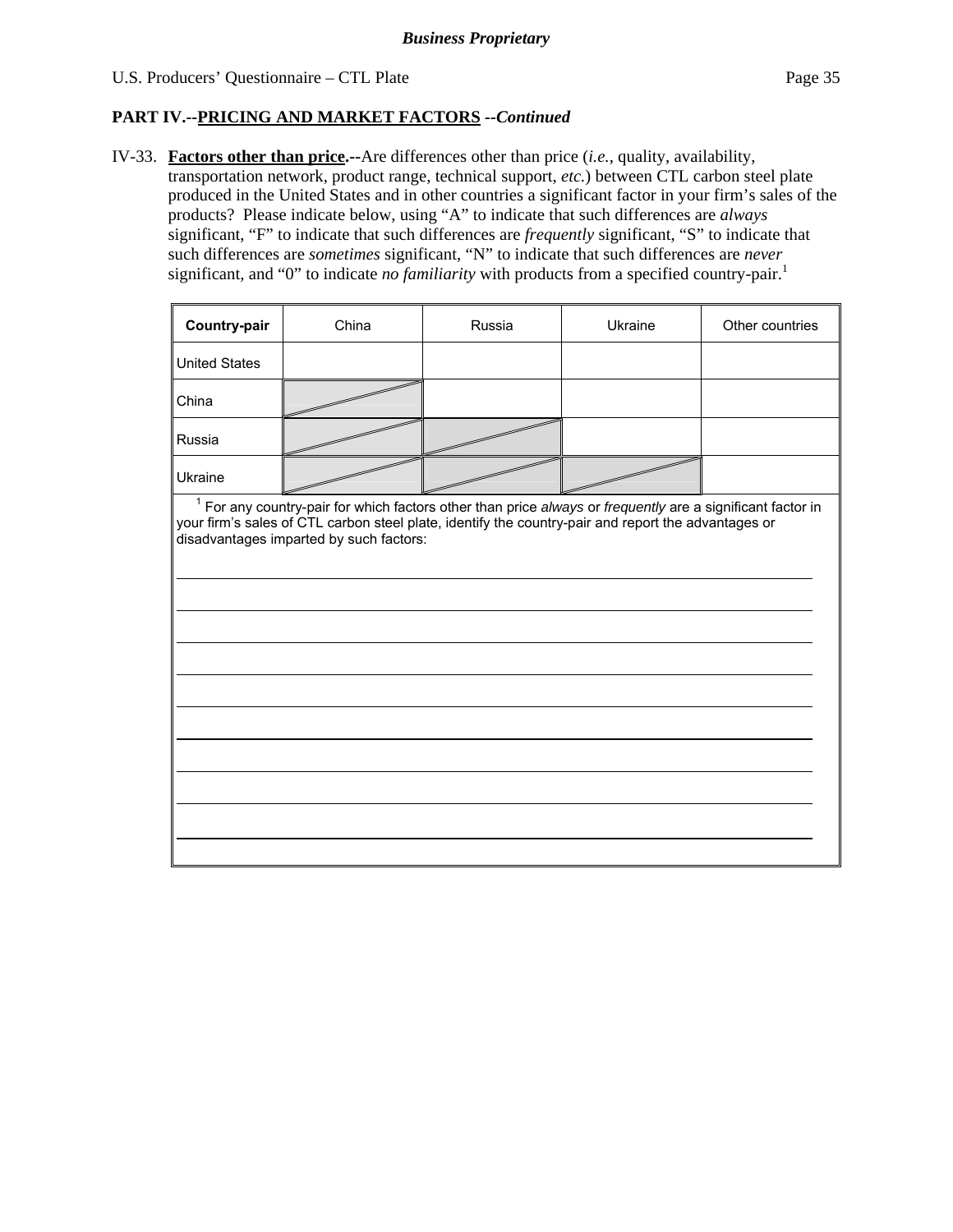**PART IV.--PRICING AND MARKET FACTORS --*Continued***

IV-33. **Factors other than price.--**Are differences other than price (*i.e.*, quality, availability, transportation network, product range, technical support, *etc.*) between CTL carbon steel plate produced in the United States and in other countries a significant factor in your firm's sales of the products? Please indicate below, using "A" to indicate that such differences are *always* significant, "F" to indicate that such differences are *frequently* significant, "S" to indicate that such differences are *sometimes* significant, "N" to indicate that such differences are *never* significant, and "0" to indicate *no familiarity* with products from a specified country-pair.[1]

| **Country-pair** | China | Russia | Ukraine | Other countries |
|---|---|---|---|---|
| United States | | | | |
| China | | | | |
| Russia | | | | |
| Ukraine | | | | |

[1] For any country-pair for which factors other than price *always* or *frequently* are a significant factor in your firm's sales of CTL carbon steel plate, identify the country-pair and report the advantages or disadvantages imparted by such factors: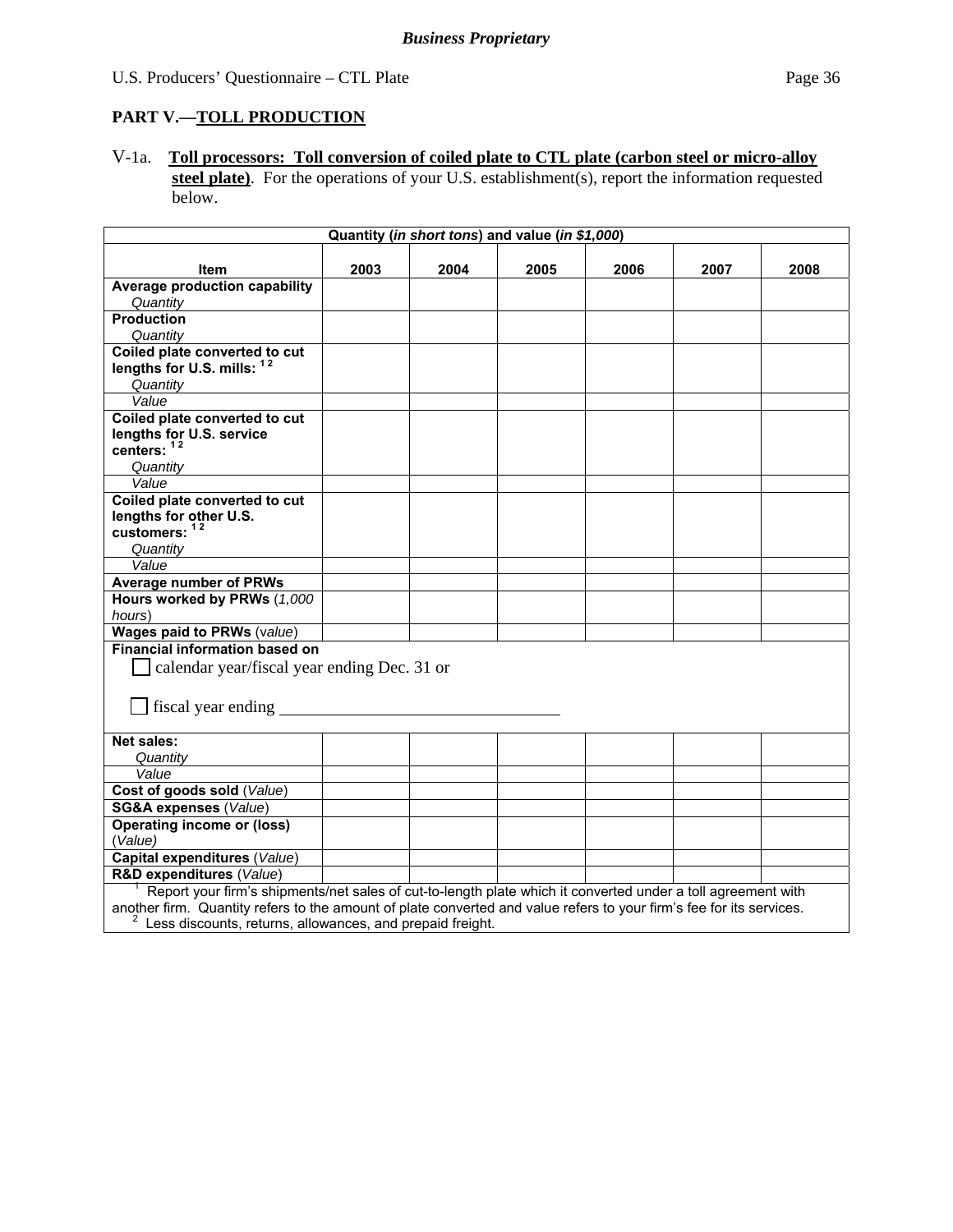*Business Proprietary*

## PART V.—TOLL PRODUCTION

V-1a. **Toll processors: Toll conversion of coiled plate to CTL plate (carbon steel or micro-alloy steel plate)**. For the operations of your U.S. establishment(s), report the information requested below.

| Quantity (*in short tons*) and value (*in $1,000*) | | | | | | |
|---|---|---|---|---|---|---|
| **Item** | **2003** | **2004** | **2005** | **2006** | **2007** | **2008** |
| **Average production capability** *Quantity* | | | | | | |
| **Production** *Quantity* | | | | | | |
| **Coiled plate converted to cut lengths for U.S. mills:** [1 2] *Quantity* | | | | | | |
| *Value* | | | | | | |
| **Coiled plate converted to cut lengths for U.S. service centers:** [1 2] *Quantity* | | | | | | |
| *Value* | | | | | | |
| **Coiled plate converted to cut lengths for other U.S. customers:** [1 2] *Quantity* | | | | | | |
| *Value* | | | | | | |
| **Average number of PRWs** | | | | | | |
| **Hours worked by PRWs** (*1,000 hours*) | | | | | | |
| **Wages paid to PRWs** (*value*) | | | | | | |
| **Financial information based on** ☐ calendar year/fiscal year ending Dec. 31 or ☐ fiscal year ending ________________ | | | | | | |
| **Net sales:** *Quantity* | | | | | | |
| *Value* | | | | | | |
| **Cost of goods sold** (*Value*) | | | | | | |
| **SG&A expenses** (*Value*) | | | | | | |
| **Operating income or (loss)** (*Value*) | | | | | | |
| **Capital expenditures** (*Value*) | | | | | | |
| **R&D expenditures** (*Value*) | | | | | | |

[1] Report your firm's shipments/net sales of cut-to-length plate which it converted under a toll agreement with another firm. Quantity refers to the amount of plate converted and value refers to your firm's fee for its services.
[2] Less discounts, returns, allowances, and prepaid freight.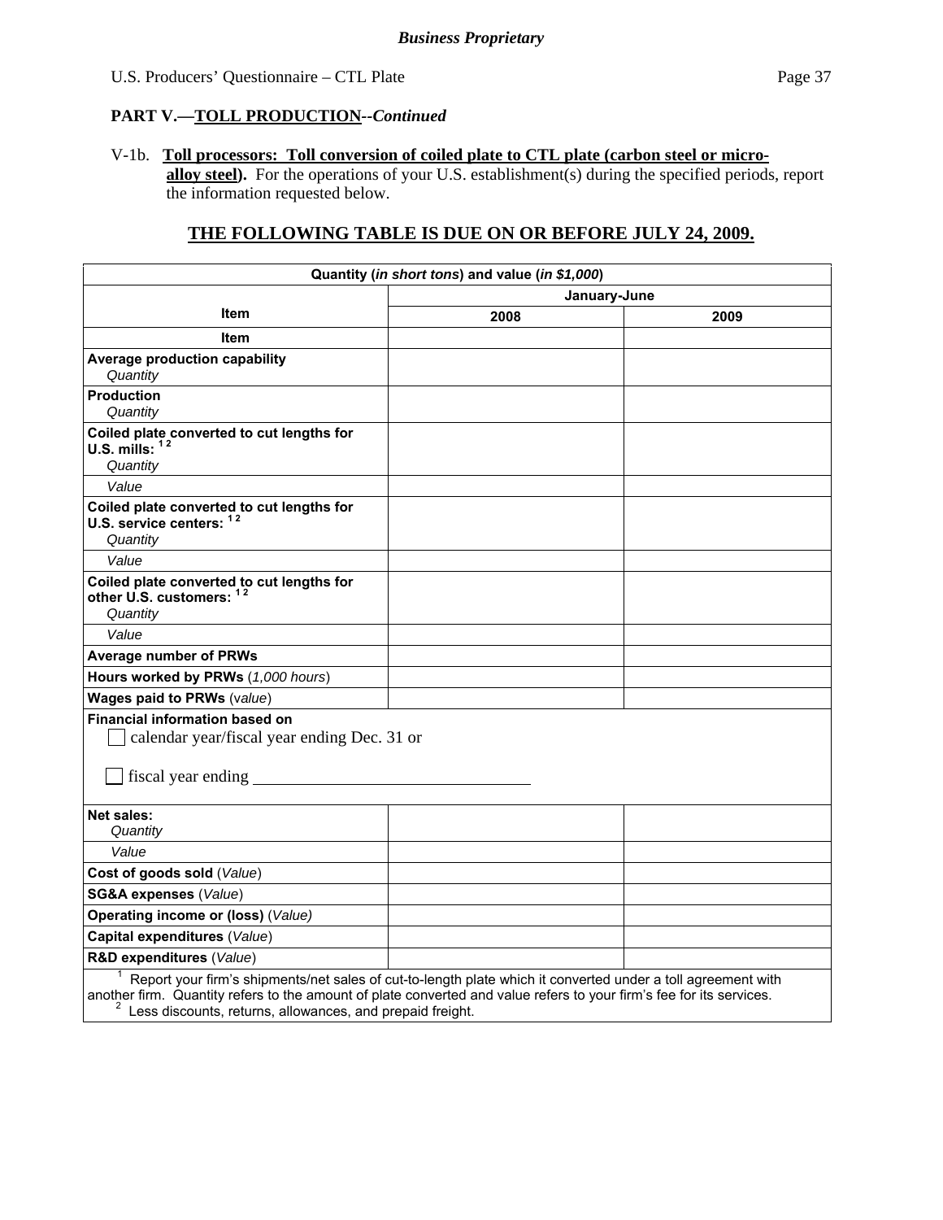**PART V.—TOLL PRODUCTION--*Continued***

V-1b. **Toll processors: Toll conversion of coiled plate to CTL plate (carbon steel or micro-alloy steel).** For the operations of your U.S. establishment(s) during the specified periods, report the information requested below.

## THE FOLLOWING TABLE IS DUE ON OR BEFORE JULY 24, 2009.

| Quantity (*in short tons*) and value (*in $1,000*) | | |
|---|---|---|
| | January-June | |
| **Item** | **2008** | **2009** |
| **Item** | | |
| **Average production capability** *Quantity* | | |
| **Production** *Quantity* | | |
| **Coiled plate converted to cut lengths for U.S. mills:** [1 2] *Quantity* | | |
| *Value* | | |
| **Coiled plate converted to cut lengths for U.S. service centers:** [1 2] *Quantity* | | |
| *Value* | | |
| **Coiled plate converted to cut lengths for other U.S. customers:** [1 2] *Quantity* | | |
| *Value* | | |
| **Average number of PRWs** | | |
| **Hours worked by PRWs** (*1,000 hours*) | | |
| **Wages paid to PRWs** (*value*) | | |
| **Financial information based on** ☐ calendar year/fiscal year ending Dec. 31 or ☐ fiscal year ending ______________ | | |
| **Net sales:** *Quantity* | | |
| *Value* | | |
| **Cost of goods sold** (*Value*) | | |
| **SG&A expenses** (*Value*) | | |
| **Operating income or (loss)** (*Value*) | | |
| **Capital expenditures** (*Value*) | | |
| **R&D expenditures** (*Value*) | | |

[1] Report your firm's shipments/net sales of cut-to-length plate which it converted under a toll agreement with another firm. Quantity refers to the amount of plate converted and value refers to your firm's fee for its services.
[2] Less discounts, returns, allowances, and prepaid freight.